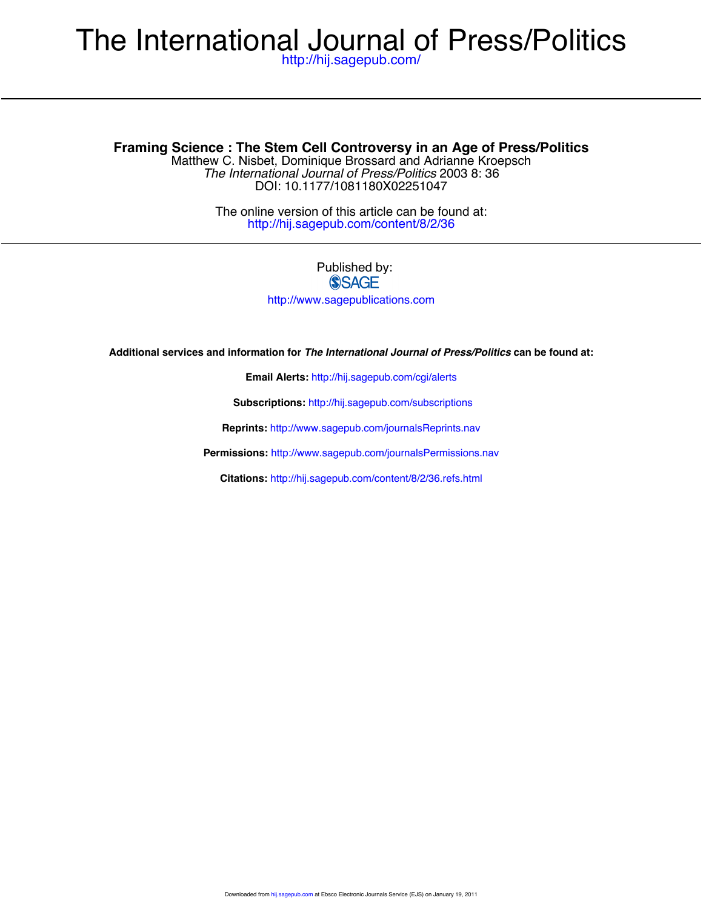# The International Journal of Press/Politics

http://hij.sagepub.com/

## Framing Science : The Stem Cell Controversy in an Age of Press/Politics

Matthew C. Nisbet, Dominique Brossard and Adrianne Kroepsch

*The International Journal of Press/Politics* 2003 8: 36

DOI: 10.1177/1081180X02251047

The online version of this article can be found at:

http://hij.sagepub.com/content/8/2/36

Published by:

SAGE

http://www.sagepublications.com

**Additional services and information for *The International Journal of Press/Politics* can be found at:**

**Email Alerts:** http://hij.sagepub.com/cgi/alerts

**Subscriptions:** http://hij.sagepub.com/subscriptions

**Reprints:** http://www.sagepub.com/journalsReprints.nav

**Permissions:** http://www.sagepub.com/journalsPermissions.nav

**Citations:** http://hij.sagepub.com/content/8/2/36.refs.html

Downloaded from hij.sagepub.com at Ebsco Electronic Journals Service (EJS) on January 19, 2011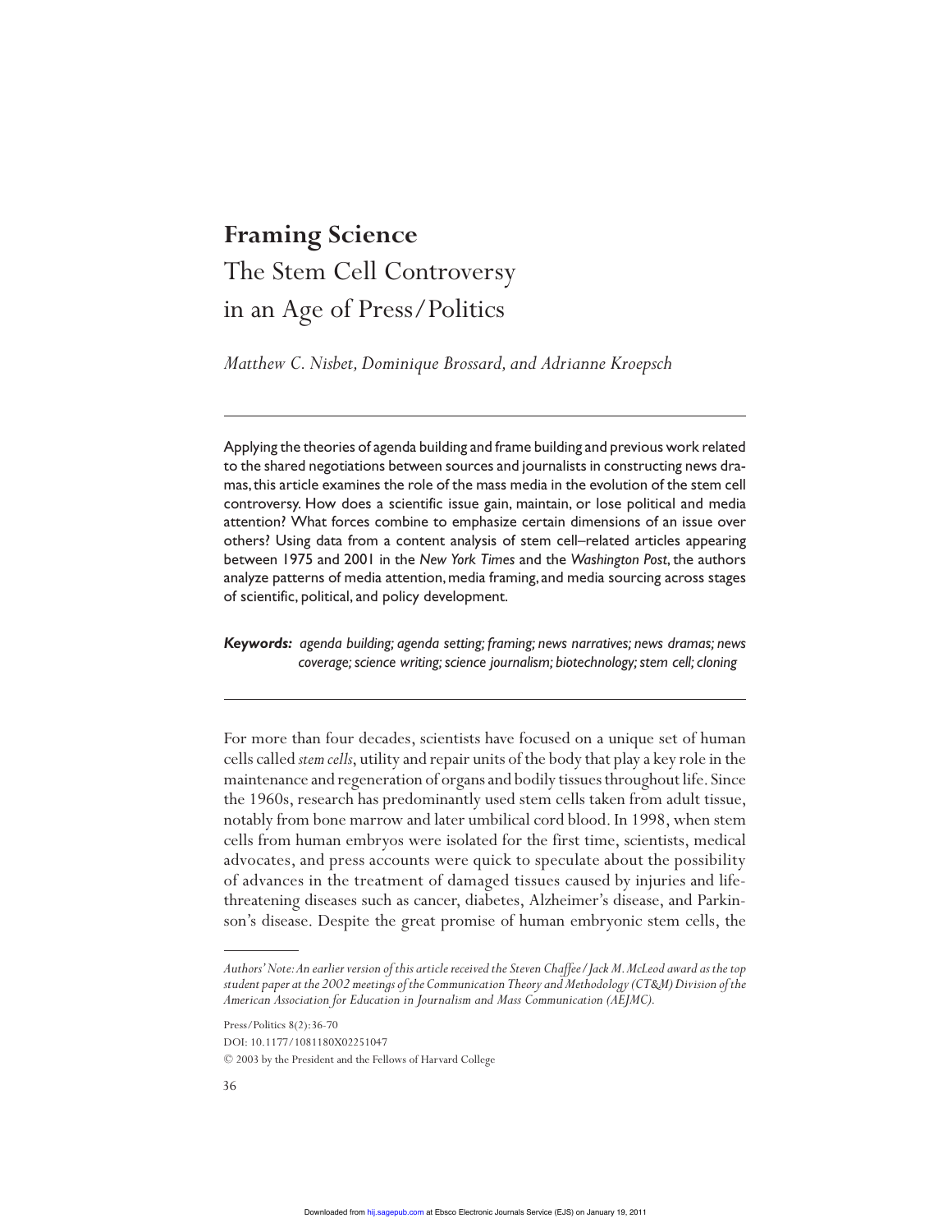# Framing Science

## The Stem Cell Controversy in an Age of Press/Politics

*Matthew C. Nisbet, Dominique Brossard, and Adrianne Kroepsch*

---

Applying the theories of agenda building and frame building and previous work related to the shared negotiations between sources and journalists in constructing news dramas, this article examines the role of the mass media in the evolution of the stem cell controversy. How does a scientific issue gain, maintain, or lose political and media attention? What forces combine to emphasize certain dimensions of an issue over others? Using data from a content analysis of stem cell–related articles appearing between 1975 and 2001 in the *New York Times* and the *Washington Post*, the authors analyze patterns of media attention, media framing, and media sourcing across stages of scientific, political, and policy development.

***Keywords:*** *agenda building; agenda setting; framing; news narratives; news dramas; news coverage; science writing; science journalism; biotechnology; stem cell; cloning*

---

For more than four decades, scientists have focused on a unique set of human cells called *stem cells*, utility and repair units of the body that play a key role in the maintenance and regeneration of organs and bodily tissues throughout life. Since the 1960s, research has predominantly used stem cells taken from adult tissue, notably from bone marrow and later umbilical cord blood. In 1998, when stem cells from human embryos were isolated for the first time, scientists, medical advocates, and press accounts were quick to speculate about the possibility of advances in the treatment of damaged tissues caused by injuries and life-threatening diseases such as cancer, diabetes, Alzheimer's disease, and Parkinson's disease. Despite the great promise of human embryonic stem cells, the

*Authors' Note: An earlier version of this article received the Steven Chaffee/Jack M. McLeod award as the top student paper at the 2002 meetings of the Communication Theory and Methodology (CT&M) Division of the American Association for Education in Journalism and Mass Communication (AEJMC).*

Press/Politics 8(2):36-70

DOI: 10.1177/1081180X02251047

© 2003 by the President and the Fellows of Harvard College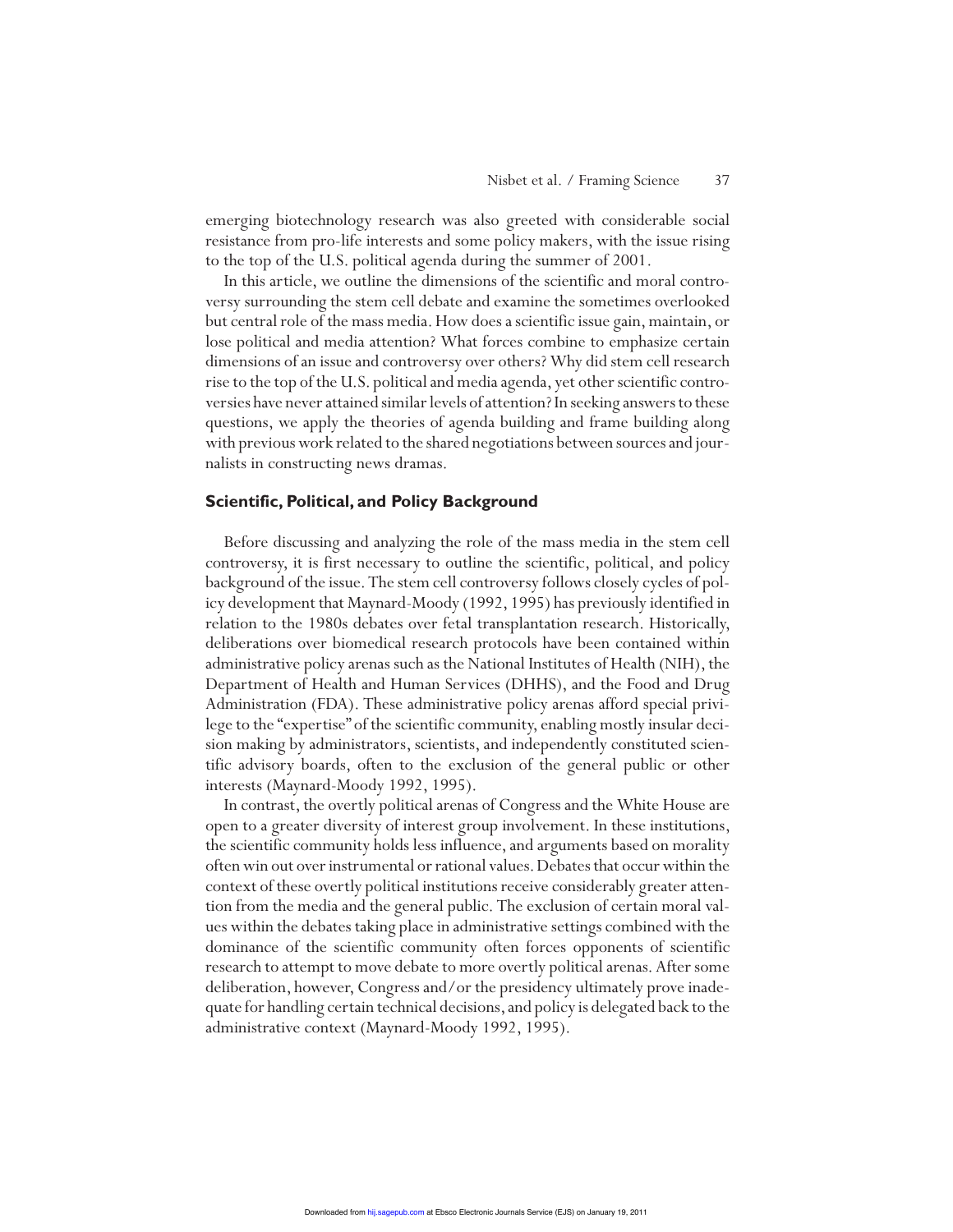emerging biotechnology research was also greeted with considerable social resistance from pro-life interests and some policy makers, with the issue rising to the top of the U.S. political agenda during the summer of 2001.

In this article, we outline the dimensions of the scientific and moral controversy surrounding the stem cell debate and examine the sometimes overlooked but central role of the mass media. How does a scientific issue gain, maintain, or lose political and media attention? What forces combine to emphasize certain dimensions of an issue and controversy over others? Why did stem cell research rise to the top of the U.S. political and media agenda, yet other scientific controversies have never attained similar levels of attention? In seeking answers to these questions, we apply the theories of agenda building and frame building along with previous work related to the shared negotiations between sources and journalists in constructing news dramas.

## Scientific, Political, and Policy Background

Before discussing and analyzing the role of the mass media in the stem cell controversy, it is first necessary to outline the scientific, political, and policy background of the issue. The stem cell controversy follows closely cycles of policy development that Maynard-Moody (1992, 1995) has previously identified in relation to the 1980s debates over fetal transplantation research. Historically, deliberations over biomedical research protocols have been contained within administrative policy arenas such as the National Institutes of Health (NIH), the Department of Health and Human Services (DHHS), and the Food and Drug Administration (FDA). These administrative policy arenas afford special privilege to the "expertise" of the scientific community, enabling mostly insular decision making by administrators, scientists, and independently constituted scientific advisory boards, often to the exclusion of the general public or other interests (Maynard-Moody 1992, 1995).

In contrast, the overtly political arenas of Congress and the White House are open to a greater diversity of interest group involvement. In these institutions, the scientific community holds less influence, and arguments based on morality often win out over instrumental or rational values. Debates that occur within the context of these overtly political institutions receive considerably greater attention from the media and the general public. The exclusion of certain moral values within the debates taking place in administrative settings combined with the dominance of the scientific community often forces opponents of scientific research to attempt to move debate to more overtly political arenas. After some deliberation, however, Congress and/or the presidency ultimately prove inadequate for handling certain technical decisions, and policy is delegated back to the administrative context (Maynard-Moody 1992, 1995).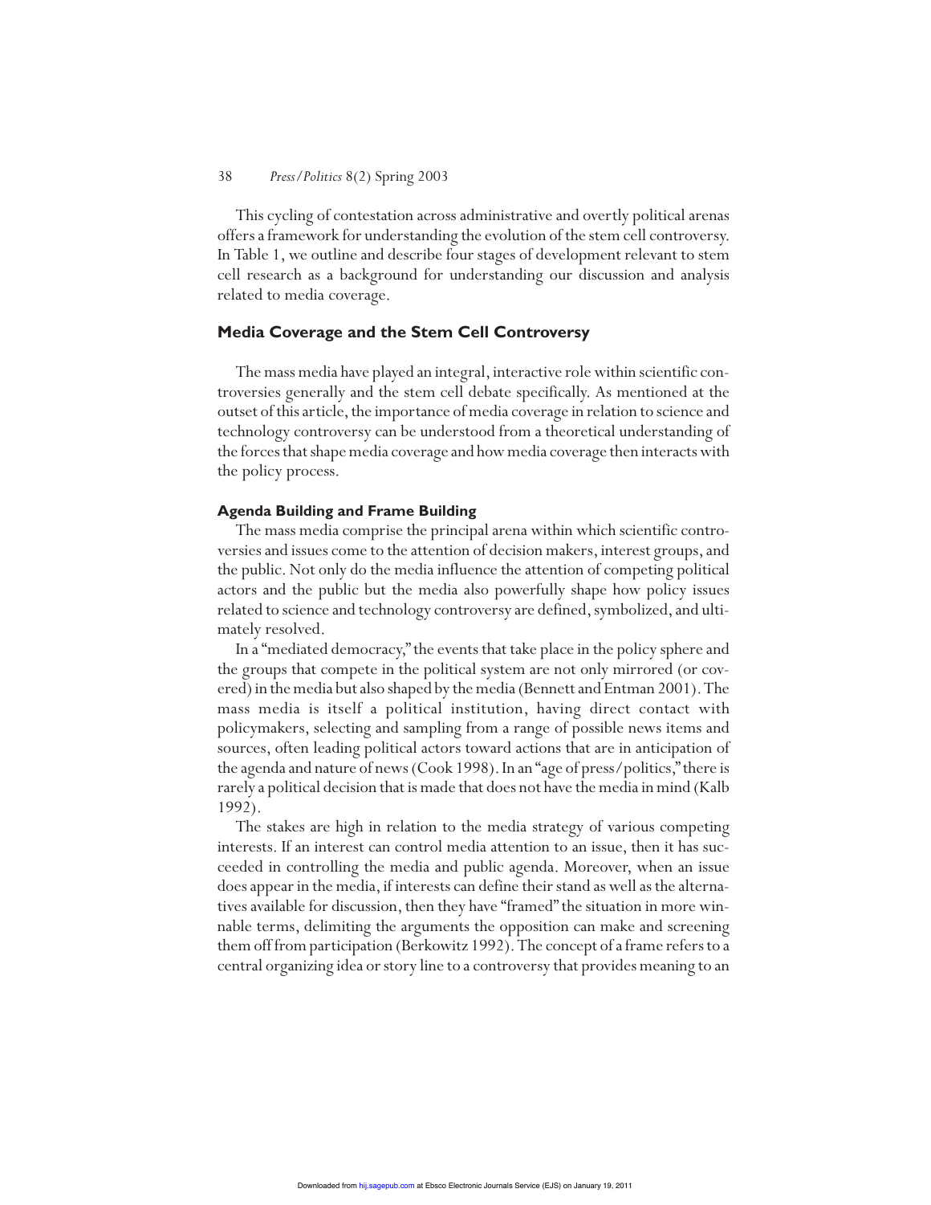This cycling of contestation across administrative and overtly political arenas offers a framework for understanding the evolution of the stem cell controversy. In Table 1, we outline and describe four stages of development relevant to stem cell research as a background for understanding our discussion and analysis related to media coverage.

## Media Coverage and the Stem Cell Controversy

The mass media have played an integral, interactive role within scientific controversies generally and the stem cell debate specifically. As mentioned at the outset of this article, the importance of media coverage in relation to science and technology controversy can be understood from a theoretical understanding of the forces that shape media coverage and how media coverage then interacts with the policy process.

### Agenda Building and Frame Building

The mass media comprise the principal arena within which scientific controversies and issues come to the attention of decision makers, interest groups, and the public. Not only do the media influence the attention of competing political actors and the public but the media also powerfully shape how policy issues related to science and technology controversy are defined, symbolized, and ultimately resolved.

In a "mediated democracy," the events that take place in the policy sphere and the groups that compete in the political system are not only mirrored (or covered) in the media but also shaped by the media (Bennett and Entman 2001). The mass media is itself a political institution, having direct contact with policymakers, selecting and sampling from a range of possible news items and sources, often leading political actors toward actions that are in anticipation of the agenda and nature of news (Cook 1998). In an "age of press/politics," there is rarely a political decision that is made that does not have the media in mind (Kalb 1992).

The stakes are high in relation to the media strategy of various competing interests. If an interest can control media attention to an issue, then it has succeeded in controlling the media and public agenda. Moreover, when an issue does appear in the media, if interests can define their stand as well as the alternatives available for discussion, then they have "framed" the situation in more winnable terms, delimiting the arguments the opposition can make and screening them off from participation (Berkowitz 1992). The concept of a frame refers to a central organizing idea or story line to a controversy that provides meaning to an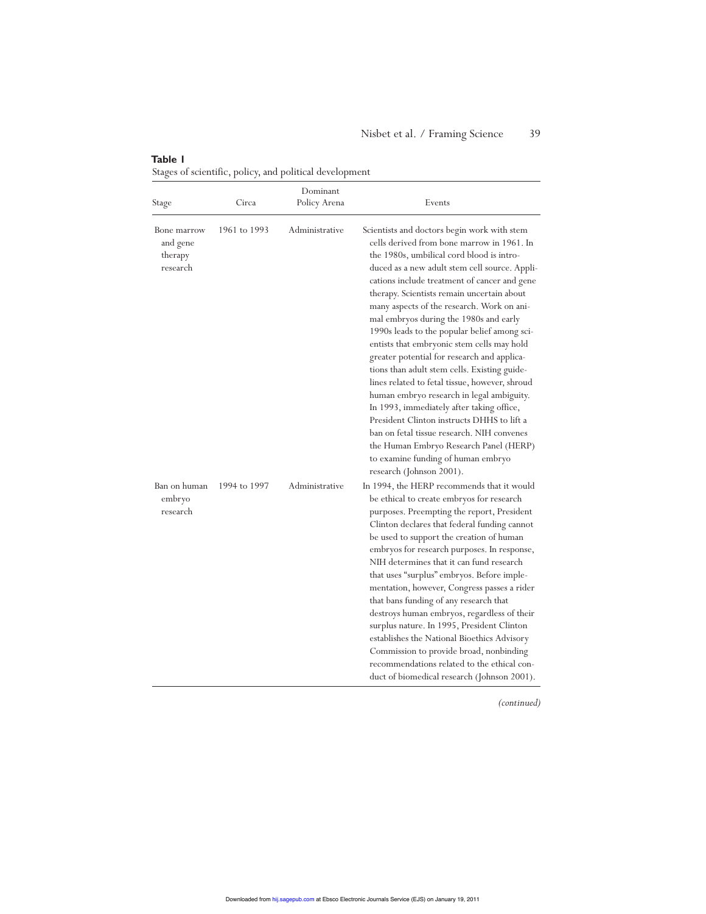**Table 1**
Stages of scientific, policy, and political development

| Stage | Circa | Dominant Policy Arena | Events |
|---|---|---|---|
| Bone marrow and gene therapy research | 1961 to 1993 | Administrative | Scientists and doctors begin work with stem cells derived from bone marrow in 1961. In the 1980s, umbilical cord blood is introduced as a new adult stem cell source. Applications include treatment of cancer and gene therapy. Scientists remain uncertain about many aspects of the research. Work on animal embryos during the 1980s and early 1990s leads to the popular belief among scientists that embryonic stem cells may hold greater potential for research and applications than adult stem cells. Existing guidelines related to fetal tissue, however, shroud human embryo research in legal ambiguity. In 1993, immediately after taking office, President Clinton instructs DHHS to lift a ban on fetal tissue research. NIH convenes the Human Embryo Research Panel (HERP) to examine funding of human embryo research (Johnson 2001). |
| Ban on human embryo research | 1994 to 1997 | Administrative | In 1994, the HERP recommends that it would be ethical to create embryos for research purposes. Preempting the report, President Clinton declares that federal funding cannot be used to support the creation of human embryos for research purposes. In response, NIH determines that it can fund research that uses "surplus" embryos. Before implementation, however, Congress passes a rider that bans funding of any research that destroys human embryos, regardless of their surplus nature. In 1995, President Clinton establishes the National Bioethics Advisory Commission to provide broad, nonbinding recommendations related to the ethical conduct of biomedical research (Johnson 2001). |

*(continued)*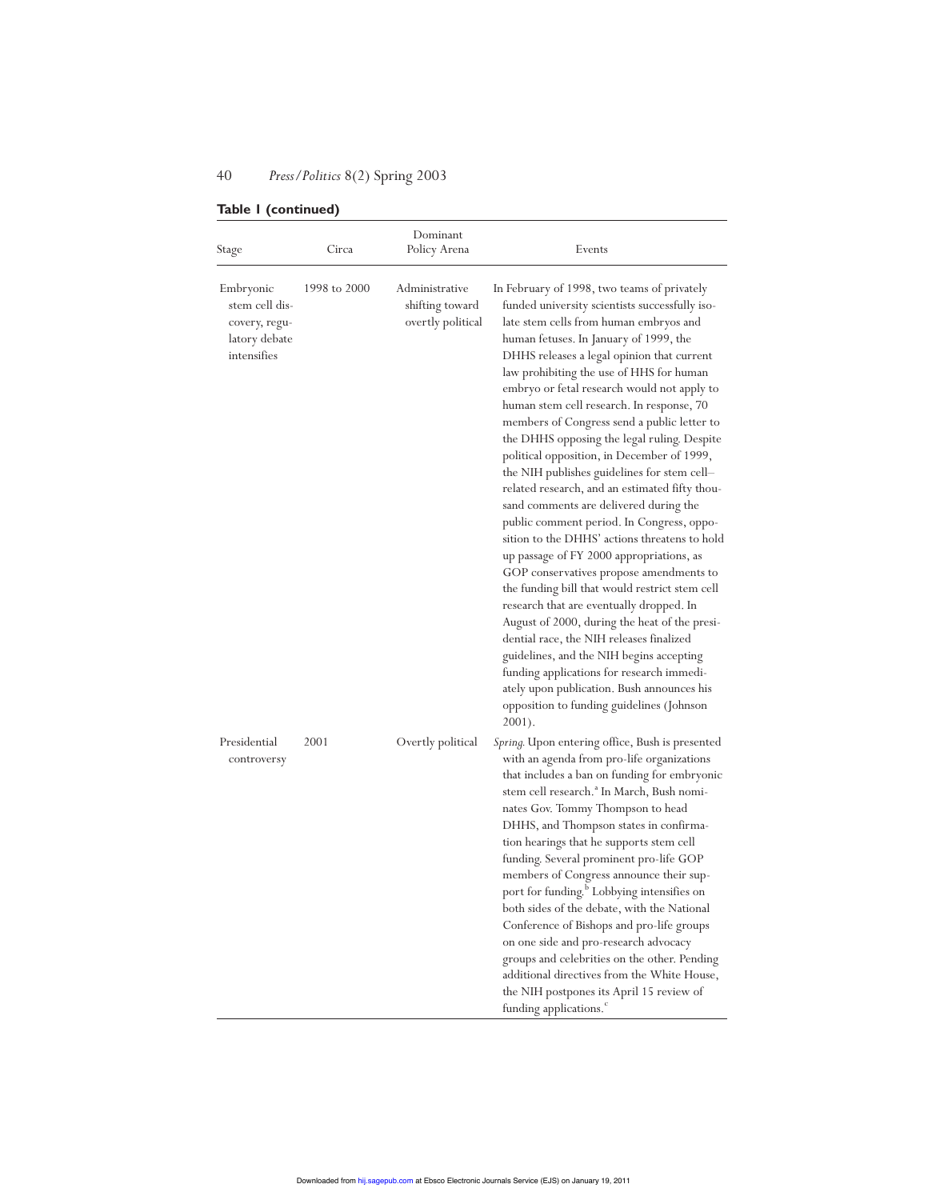**Table 1 (continued)**

| Stage | Circa | Dominant Policy Arena | Events |
|---|---|---|---|
| Embryonic stem cell discovery, regulatory debate intensifies | 1998 to 2000 | Administrative shifting toward overtly political | In February of 1998, two teams of privately funded university scientists successfully isolate stem cells from human embryos and human fetuses. In January of 1999, the DHHS releases a legal opinion that current law prohibiting the use of HHS for human embryo or fetal research would not apply to human stem cell research. In response, 70 members of Congress send a public letter to the DHHS opposing the legal ruling. Despite political opposition, in December of 1999, the NIH publishes guidelines for stem cell–related research, and an estimated fifty thousand comments are delivered during the public comment period. In Congress, opposition to the DHHS' actions threatens to hold up passage of FY 2000 appropriations, as GOP conservatives propose amendments to the funding bill that would restrict stem cell research that are eventually dropped. In August of 2000, during the heat of the presidential race, the NIH releases finalized guidelines, and the NIH begins accepting funding applications for research immediately upon publication. Bush announces his opposition to funding guidelines (Johnson 2001). |
| Presidential controversy | 2001 | Overtly political | *Spring.* Upon entering office, Bush is presented with an agenda from pro-life organizations that includes a ban on funding for embryonic stem cell research.[a] In March, Bush nominates Gov. Tommy Thompson to head DHHS, and Thompson states in confirmation hearings that he supports stem cell funding. Several prominent pro-life GOP members of Congress announce their support for funding.[b] Lobbying intensifies on both sides of the debate, with the National Conference of Bishops and pro-life groups on one side and pro-research advocacy groups and celebrities on the other. Pending additional directives from the White House, the NIH postpones its April 15 review of funding applications.[c] |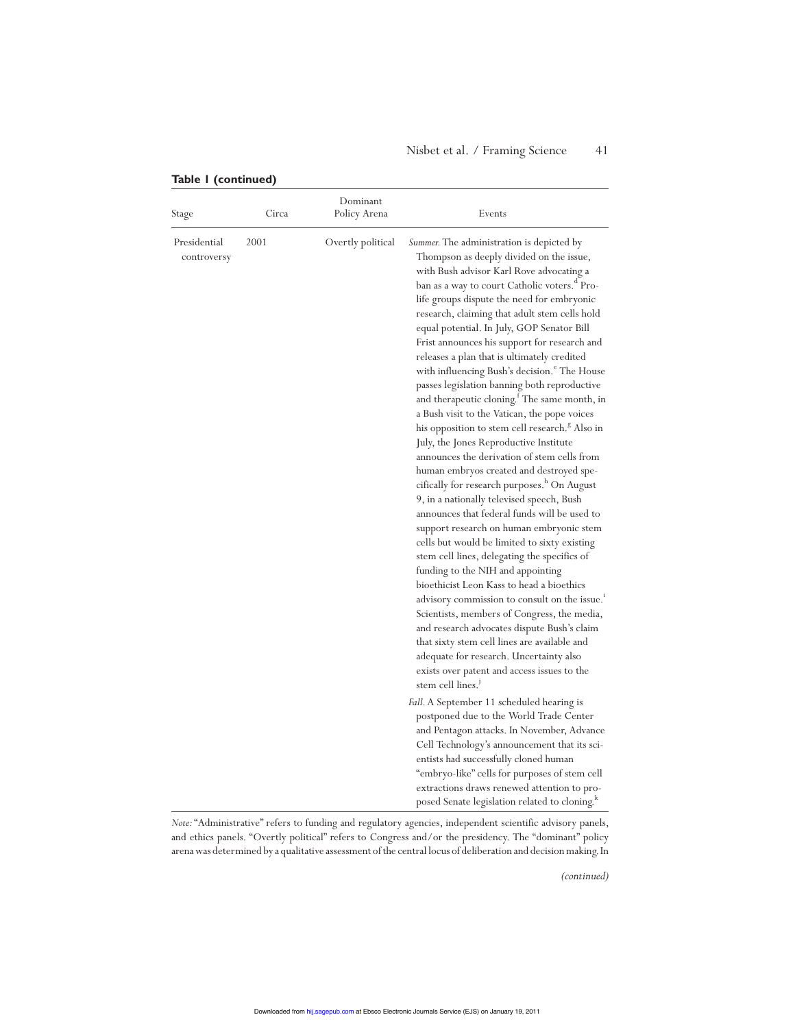**Table 1 (continued)**

| Stage | Circa | Dominant Policy Arena | Events |
| --- | --- | --- | --- |
| Presidential controversy | 2001 | Overtly political | *Summer.* The administration is depicted by Thompson as deeply divided on the issue, with Bush advisor Karl Rove advocating a ban as a way to court Catholic voters.[d] Pro-life groups dispute the need for embryonic research, claiming that adult stem cells hold equal potential. In July, GOP Senator Bill Frist announces his support for research and releases a plan that is ultimately credited with influencing Bush's decision.[e] The House passes legislation banning both reproductive and therapeutic cloning.[f] The same month, in a Bush visit to the Vatican, the pope voices his opposition to stem cell research.[g] Also in July, the Jones Reproductive Institute announces the derivation of stem cells from human embryos created and destroyed specifically for research purposes.[h] On August 9, in a nationally televised speech, Bush announces that federal funds will be used to support research on human embryonic stem cells but would be limited to sixty existing stem cell lines, delegating the specifics of funding to the NIH and appointing bioethicist Leon Kass to head a bioethics advisory commission to consult on the issue.[i] Scientists, members of Congress, the media, and research advocates dispute Bush's claim that sixty stem cell lines are available and adequate for research. Uncertainty also exists over patent and access issues to the stem cell lines.[j] *Fall.* A September 11 scheduled hearing is postponed due to the World Trade Center and Pentagon attacks. In November, Advance Cell Technology's announcement that its scientists had successfully cloned human "embryo-like" cells for purposes of stem cell extractions draws renewed attention to proposed Senate legislation related to cloning.[k] |

*Note:* "Administrative" refers to funding and regulatory agencies, independent scientific advisory panels, and ethics panels. "Overtly political" refers to Congress and/or the presidency. The "dominant" policy arena was determined by a qualitative assessment of the central locus of deliberation and decision making. In

*(continued)*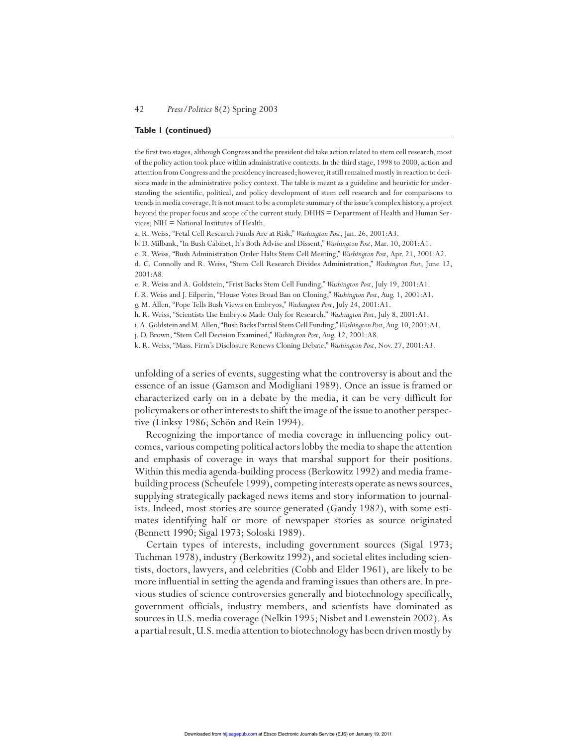**Table 1 (continued)**

the first two stages, although Congress and the president did take action related to stem cell research, most of the policy action took place within administrative contexts. In the third stage, 1998 to 2000, action and attention from Congress and the presidency increased; however, it still remained mostly in reaction to decisions made in the administrative policy context. The table is meant as a guideline and heuristic for understanding the scientific, political, and policy development of stem cell research and for comparisons to trends in media coverage. It is not meant to be a complete summary of the issue's complex history, a project beyond the proper focus and scope of the current study. DHHS = Department of Health and Human Services; NIH = National Institutes of Health.

a. R. Weiss, "Fetal Cell Research Funds Are at Risk," *Washington Post*, Jan. 26, 2001:A3.

b. D. Milbank, "In Bush Cabinet, It's Both Advise and Dissent," *Washington Post*, Mar. 10, 2001:A1.

c. R. Weiss, "Bush Administration Order Halts Stem Cell Meeting," *Washington Post*, Apr. 21, 2001:A2.

d. C. Connolly and R. Weiss, "Stem Cell Research Divides Administration," *Washington Post*, June 12, 2001:A8.

e. R. Weiss and A. Goldstein, "Frist Backs Stem Cell Funding," *Washington Post*, July 19, 2001:A1.

f. R. Weiss and J. Eilperin, "House Votes Broad Ban on Cloning," *Washington Post*, Aug. 1, 2001:A1.

g. M. Allen, "Pope Tells Bush Views on Embryos," *Washington Post*, July 24, 2001:A1.

h. R. Weiss, "Scientists Use Embryos Made Only for Research," *Washington Post*, July 8, 2001:A1.

i. A. Goldstein and M. Allen, "Bush Backs Partial Stem Cell Funding," *Washington Post*, Aug. 10, 2001:A1.

j. D. Brown, "Stem Cell Decision Examined," *Washington Post*, Aug. 12, 2001:A8.

k. R. Weiss, "Mass. Firm's Disclosure Renews Cloning Debate," *Washington Post*, Nov. 27, 2001:A3.

unfolding of a series of events, suggesting what the controversy is about and the essence of an issue (Gamson and Modigliani 1989). Once an issue is framed or characterized early on in a debate by the media, it can be very difficult for policymakers or other interests to shift the image of the issue to another perspective (Linksy 1986; Schön and Rein 1994).

Recognizing the importance of media coverage in influencing policy outcomes, various competing political actors lobby the media to shape the attention and emphasis of coverage in ways that marshal support for their positions. Within this media agenda-building process (Berkowitz 1992) and media frame-building process (Scheufele 1999), competing interests operate as news sources, supplying strategically packaged news items and story information to journalists. Indeed, most stories are source generated (Gandy 1982), with some estimates identifying half or more of newspaper stories as source originated (Bennett 1990; Sigal 1973; Soloski 1989).

Certain types of interests, including government sources (Sigal 1973; Tuchman 1978), industry (Berkowitz 1992), and societal elites including scientists, doctors, lawyers, and celebrities (Cobb and Elder 1961), are likely to be more influential in setting the agenda and framing issues than others are. In previous studies of science controversies generally and biotechnology specifically, government officials, industry members, and scientists have dominated as sources in U.S. media coverage (Nelkin 1995; Nisbet and Lewenstein 2002). As a partial result, U.S. media attention to biotechnology has been driven mostly by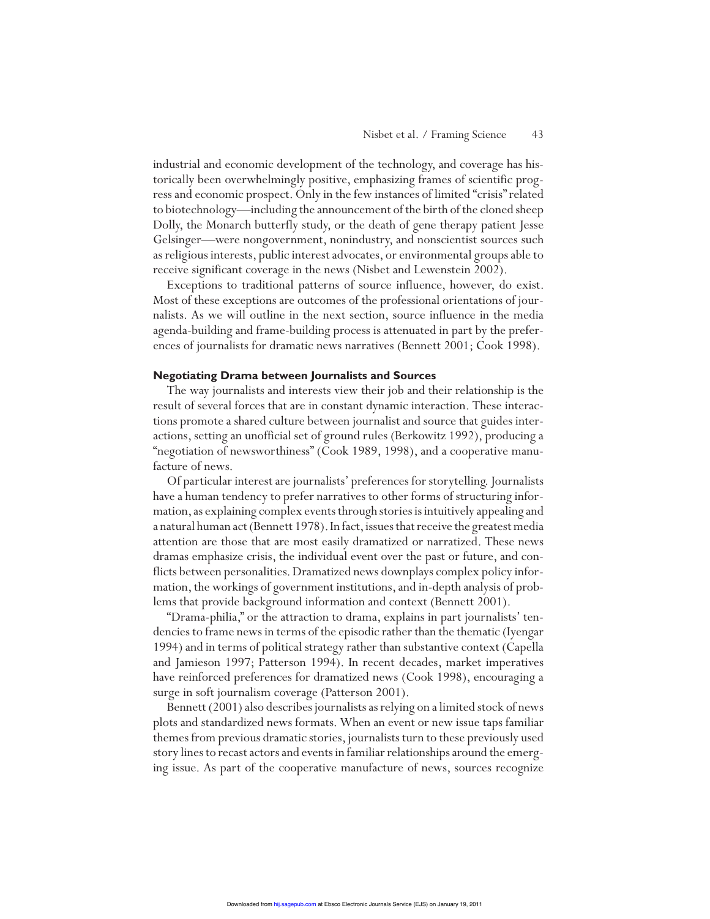industrial and economic development of the technology, and coverage has historically been overwhelmingly positive, emphasizing frames of scientific progress and economic prospect. Only in the few instances of limited "crisis" related to biotechnology—including the announcement of the birth of the cloned sheep Dolly, the Monarch butterfly study, or the death of gene therapy patient Jesse Gelsinger—were nongovernment, nonindustry, and nonscientist sources such as religious interests, public interest advocates, or environmental groups able to receive significant coverage in the news (Nisbet and Lewenstein 2002).

Exceptions to traditional patterns of source influence, however, do exist. Most of these exceptions are outcomes of the professional orientations of journalists. As we will outline in the next section, source influence in the media agenda-building and frame-building process is attenuated in part by the preferences of journalists for dramatic news narratives (Bennett 2001; Cook 1998).

### Negotiating Drama between Journalists and Sources

The way journalists and interests view their job and their relationship is the result of several forces that are in constant dynamic interaction. These interactions promote a shared culture between journalist and source that guides interactions, setting an unofficial set of ground rules (Berkowitz 1992), producing a "negotiation of newsworthiness" (Cook 1989, 1998), and a cooperative manufacture of news.

Of particular interest are journalists' preferences for storytelling. Journalists have a human tendency to prefer narratives to other forms of structuring information, as explaining complex events through stories is intuitively appealing and a natural human act (Bennett 1978). In fact, issues that receive the greatest media attention are those that are most easily dramatized or narratized. These news dramas emphasize crisis, the individual event over the past or future, and conflicts between personalities. Dramatized news downplays complex policy information, the workings of government institutions, and in-depth analysis of problems that provide background information and context (Bennett 2001).

"Drama-philia," or the attraction to drama, explains in part journalists' tendencies to frame news in terms of the episodic rather than the thematic (Iyengar 1994) and in terms of political strategy rather than substantive context (Capella and Jamieson 1997; Patterson 1994). In recent decades, market imperatives have reinforced preferences for dramatized news (Cook 1998), encouraging a surge in soft journalism coverage (Patterson 2001).

Bennett (2001) also describes journalists as relying on a limited stock of news plots and standardized news formats. When an event or new issue taps familiar themes from previous dramatic stories, journalists turn to these previously used story lines to recast actors and events in familiar relationships around the emerging issue. As part of the cooperative manufacture of news, sources recognize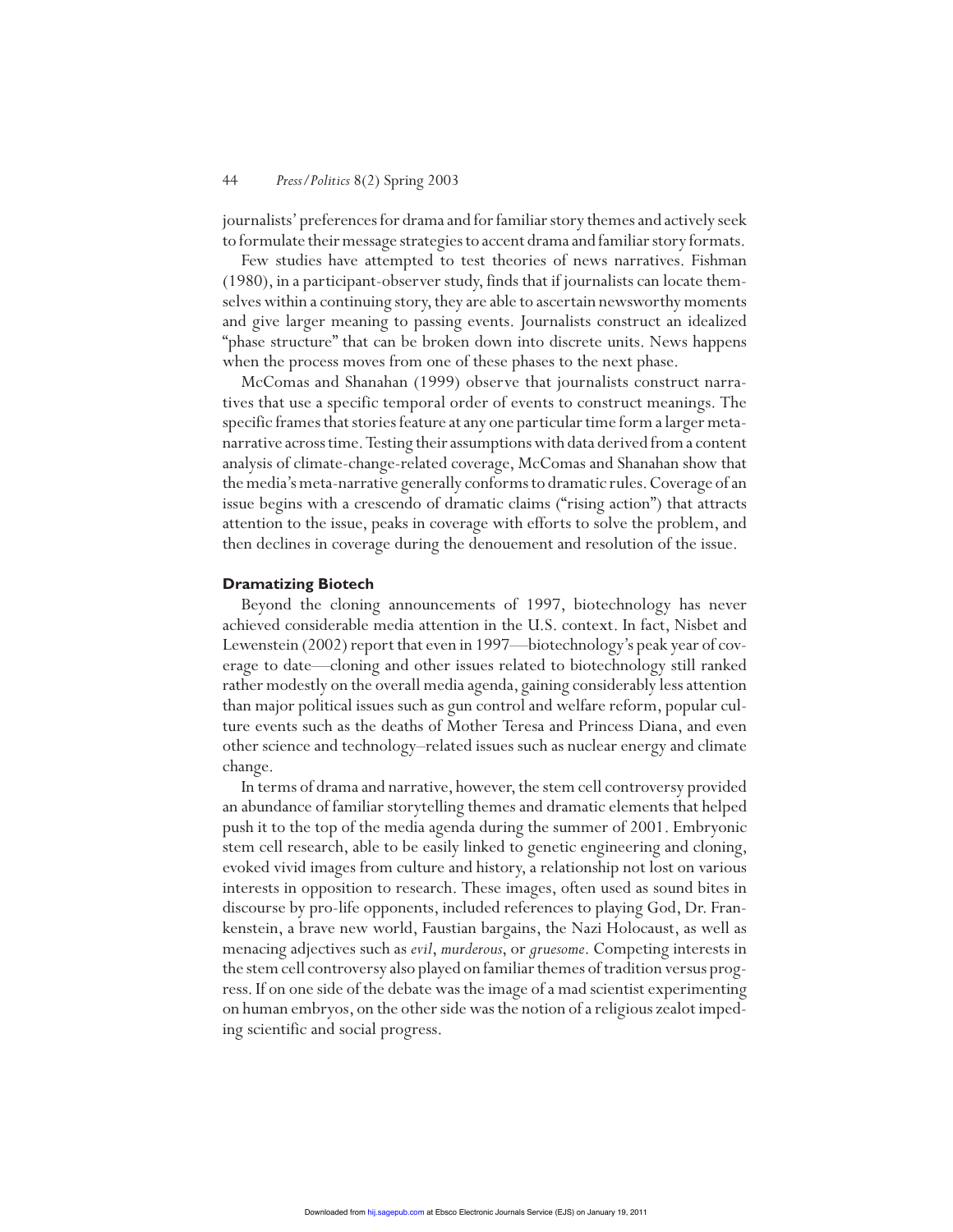journalists' preferences for drama and for familiar story themes and actively seek to formulate their message strategies to accent drama and familiar story formats.

Few studies have attempted to test theories of news narratives. Fishman (1980), in a participant-observer study, finds that if journalists can locate themselves within a continuing story, they are able to ascertain newsworthy moments and give larger meaning to passing events. Journalists construct an idealized "phase structure" that can be broken down into discrete units. News happens when the process moves from one of these phases to the next phase.

McComas and Shanahan (1999) observe that journalists construct narratives that use a specific temporal order of events to construct meanings. The specific frames that stories feature at any one particular time form a larger metanarrative across time. Testing their assumptions with data derived from a content analysis of climate-change-related coverage, McComas and Shanahan show that the media's meta-narrative generally conforms to dramatic rules. Coverage of an issue begins with a crescendo of dramatic claims ("rising action") that attracts attention to the issue, peaks in coverage with efforts to solve the problem, and then declines in coverage during the denouement and resolution of the issue.

### Dramatizing Biotech

Beyond the cloning announcements of 1997, biotechnology has never achieved considerable media attention in the U.S. context. In fact, Nisbet and Lewenstein (2002) report that even in 1997—biotechnology's peak year of coverage to date—cloning and other issues related to biotechnology still ranked rather modestly on the overall media agenda, gaining considerably less attention than major political issues such as gun control and welfare reform, popular culture events such as the deaths of Mother Teresa and Princess Diana, and even other science and technology–related issues such as nuclear energy and climate change.

In terms of drama and narrative, however, the stem cell controversy provided an abundance of familiar storytelling themes and dramatic elements that helped push it to the top of the media agenda during the summer of 2001. Embryonic stem cell research, able to be easily linked to genetic engineering and cloning, evoked vivid images from culture and history, a relationship not lost on various interests in opposition to research. These images, often used as sound bites in discourse by pro-life opponents, included references to playing God, Dr. Frankenstein, a brave new world, Faustian bargains, the Nazi Holocaust, as well as menacing adjectives such as *evil*, *murderous*, or *gruesome*. Competing interests in the stem cell controversy also played on familiar themes of tradition versus progress. If on one side of the debate was the image of a mad scientist experimenting on human embryos, on the other side was the notion of a religious zealot impeding scientific and social progress.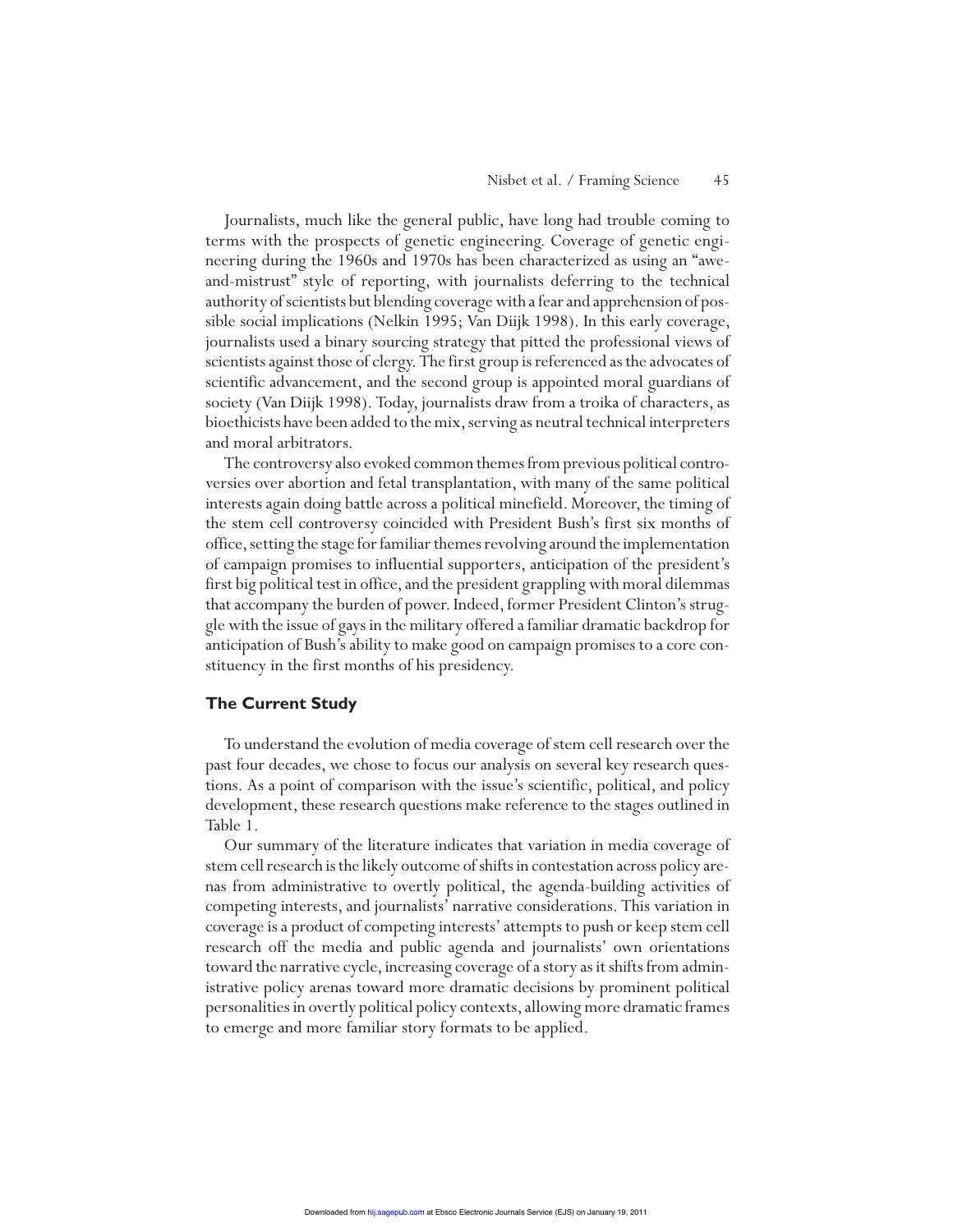Journalists, much like the general public, have long had trouble coming to terms with the prospects of genetic engineering. Coverage of genetic engineering during the 1960s and 1970s has been characterized as using an "awe-and-mistrust" style of reporting, with journalists deferring to the technical authority of scientists but blending coverage with a fear and apprehension of possible social implications (Nelkin 1995; Van Diijk 1998). In this early coverage, journalists used a binary sourcing strategy that pitted the professional views of scientists against those of clergy. The first group is referenced as the advocates of scientific advancement, and the second group is appointed moral guardians of society (Van Diijk 1998). Today, journalists draw from a troika of characters, as bioethicists have been added to the mix, serving as neutral technical interpreters and moral arbitrators.

The controversy also evoked common themes from previous political controversies over abortion and fetal transplantation, with many of the same political interests again doing battle across a political minefield. Moreover, the timing of the stem cell controversy coincided with President Bush's first six months of office, setting the stage for familiar themes revolving around the implementation of campaign promises to influential supporters, anticipation of the president's first big political test in office, and the president grappling with moral dilemmas that accompany the burden of power. Indeed, former President Clinton's struggle with the issue of gays in the military offered a familiar dramatic backdrop for anticipation of Bush's ability to make good on campaign promises to a core constituency in the first months of his presidency.

## The Current Study

To understand the evolution of media coverage of stem cell research over the past four decades, we chose to focus our analysis on several key research questions. As a point of comparison with the issue's scientific, political, and policy development, these research questions make reference to the stages outlined in Table 1.

Our summary of the literature indicates that variation in media coverage of stem cell research is the likely outcome of shifts in contestation across policy arenas from administrative to overtly political, the agenda-building activities of competing interests, and journalists' narrative considerations. This variation in coverage is a product of competing interests' attempts to push or keep stem cell research off the media and public agenda and journalists' own orientations toward the narrative cycle, increasing coverage of a story as it shifts from administrative policy arenas toward more dramatic decisions by prominent political personalities in overtly political policy contexts, allowing more dramatic frames to emerge and more familiar story formats to be applied.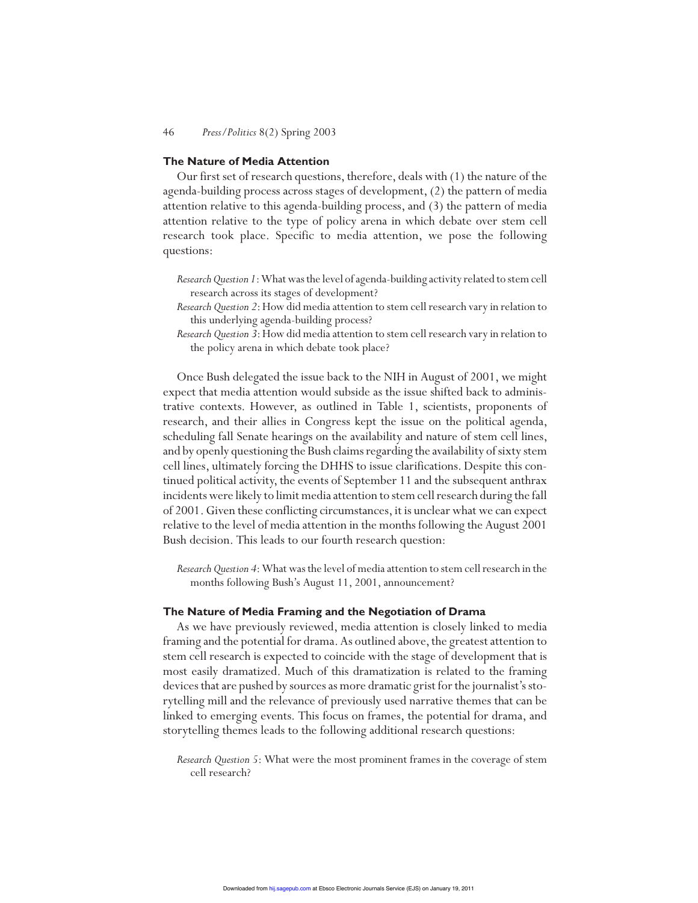## The Nature of Media Attention

Our first set of research questions, therefore, deals with (1) the nature of the agenda-building process across stages of development, (2) the pattern of media attention relative to this agenda-building process, and (3) the pattern of media attention relative to the type of policy arena in which debate over stem cell research took place. Specific to media attention, we pose the following questions:

*Research Question 1*: What was the level of agenda-building activity related to stem cell research across its stages of development?

*Research Question 2*: How did media attention to stem cell research vary in relation to this underlying agenda-building process?

*Research Question 3*: How did media attention to stem cell research vary in relation to the policy arena in which debate took place?

Once Bush delegated the issue back to the NIH in August of 2001, we might expect that media attention would subside as the issue shifted back to administrative contexts. However, as outlined in Table 1, scientists, proponents of research, and their allies in Congress kept the issue on the political agenda, scheduling fall Senate hearings on the availability and nature of stem cell lines, and by openly questioning the Bush claims regarding the availability of sixty stem cell lines, ultimately forcing the DHHS to issue clarifications. Despite this continued political activity, the events of September 11 and the subsequent anthrax incidents were likely to limit media attention to stem cell research during the fall of 2001. Given these conflicting circumstances, it is unclear what we can expect relative to the level of media attention in the months following the August 2001 Bush decision. This leads to our fourth research question:

*Research Question 4*: What was the level of media attention to stem cell research in the months following Bush's August 11, 2001, announcement?

## The Nature of Media Framing and the Negotiation of Drama

As we have previously reviewed, media attention is closely linked to media framing and the potential for drama. As outlined above, the greatest attention to stem cell research is expected to coincide with the stage of development that is most easily dramatized. Much of this dramatization is related to the framing devices that are pushed by sources as more dramatic grist for the journalist's storytelling mill and the relevance of previously used narrative themes that can be linked to emerging events. This focus on frames, the potential for drama, and storytelling themes leads to the following additional research questions:

*Research Question 5*: What were the most prominent frames in the coverage of stem cell research?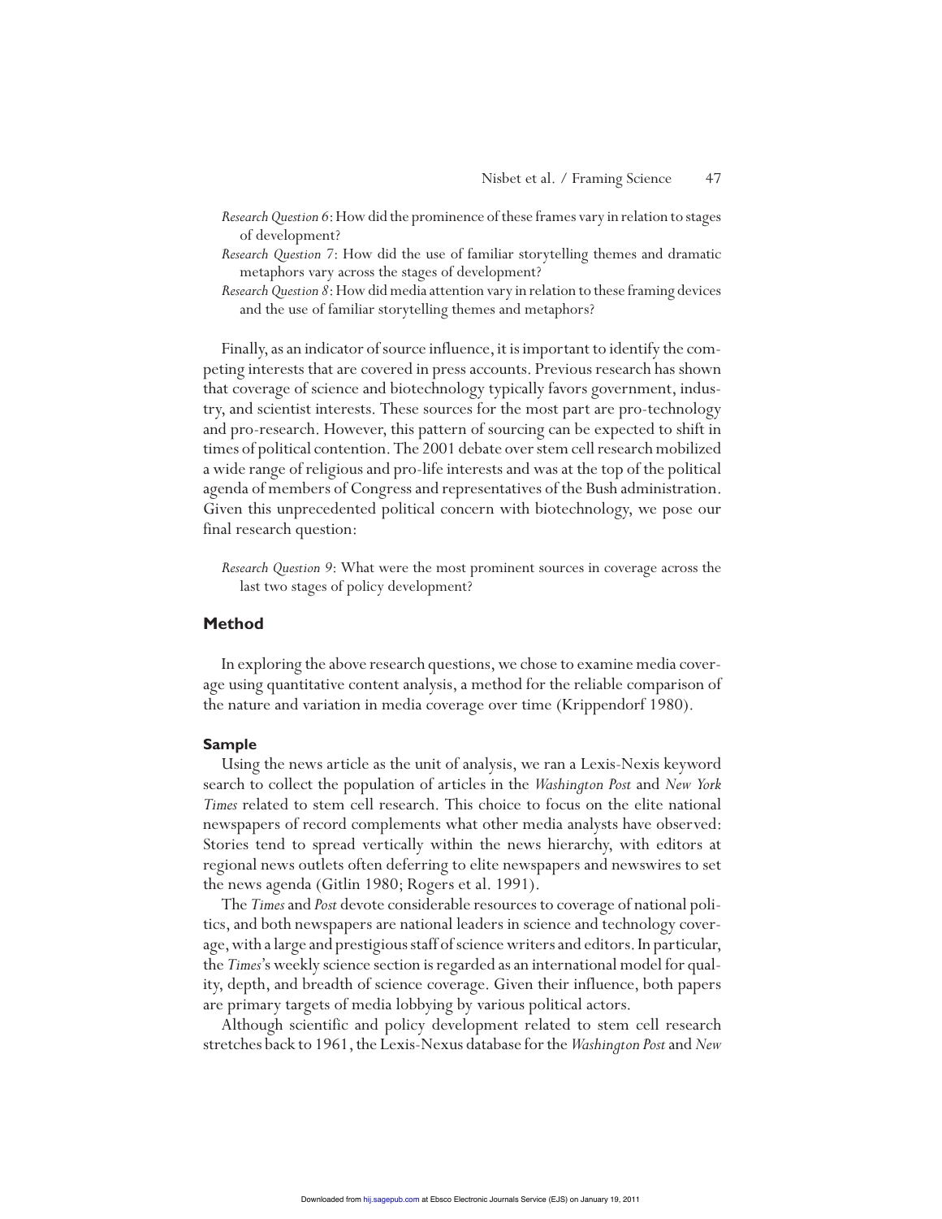*Research Question 6*: How did the prominence of these frames vary in relation to stages of development?

*Research Question 7*: How did the use of familiar storytelling themes and dramatic metaphors vary across the stages of development?

*Research Question 8*: How did media attention vary in relation to these framing devices and the use of familiar storytelling themes and metaphors?

Finally, as an indicator of source influence, it is important to identify the competing interests that are covered in press accounts. Previous research has shown that coverage of science and biotechnology typically favors government, industry, and scientist interests. These sources for the most part are pro-technology and pro-research. However, this pattern of sourcing can be expected to shift in times of political contention. The 2001 debate over stem cell research mobilized a wide range of religious and pro-life interests and was at the top of the political agenda of members of Congress and representatives of the Bush administration. Given this unprecedented political concern with biotechnology, we pose our final research question:

*Research Question 9*: What were the most prominent sources in coverage across the last two stages of policy development?

## Method

In exploring the above research questions, we chose to examine media coverage using quantitative content analysis, a method for the reliable comparison of the nature and variation in media coverage over time (Krippendorf 1980).

### Sample

Using the news article as the unit of analysis, we ran a Lexis-Nexis keyword search to collect the population of articles in the *Washington Post* and *New York Times* related to stem cell research. This choice to focus on the elite national newspapers of record complements what other media analysts have observed: Stories tend to spread vertically within the news hierarchy, with editors at regional news outlets often deferring to elite newspapers and newswires to set the news agenda (Gitlin 1980; Rogers et al. 1991).

The *Times* and *Post* devote considerable resources to coverage of national politics, and both newspapers are national leaders in science and technology coverage, with a large and prestigious staff of science writers and editors. In particular, the *Times*'s weekly science section is regarded as an international model for quality, depth, and breadth of science coverage. Given their influence, both papers are primary targets of media lobbying by various political actors.

Although scientific and policy development related to stem cell research stretches back to 1961, the Lexis-Nexus database for the *Washington Post* and *New*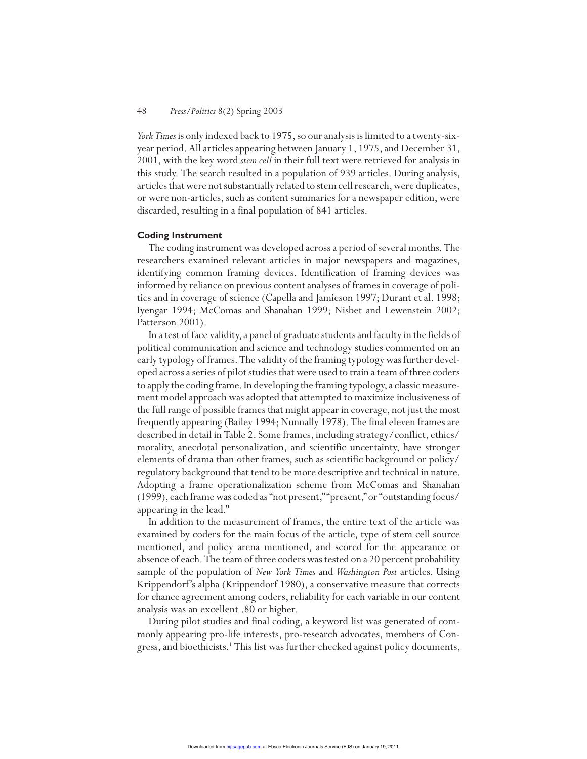*York Times* is only indexed back to 1975, so our analysis is limited to a twenty-six-year period. All articles appearing between January 1, 1975, and December 31, 2001, with the key word *stem cell* in their full text were retrieved for analysis in this study. The search resulted in a population of 939 articles. During analysis, articles that were not substantially related to stem cell research, were duplicates, or were non-articles, such as content summaries for a newspaper edition, were discarded, resulting in a final population of 841 articles.

### Coding Instrument

The coding instrument was developed across a period of several months. The researchers examined relevant articles in major newspapers and magazines, identifying common framing devices. Identification of framing devices was informed by reliance on previous content analyses of frames in coverage of politics and in coverage of science (Capella and Jamieson 1997; Durant et al. 1998; Iyengar 1994; McComas and Shanahan 1999; Nisbet and Lewenstein 2002; Patterson 2001).

In a test of face validity, a panel of graduate students and faculty in the fields of political communication and science and technology studies commented on an early typology of frames. The validity of the framing typology was further developed across a series of pilot studies that were used to train a team of three coders to apply the coding frame. In developing the framing typology, a classic measurement model approach was adopted that attempted to maximize inclusiveness of the full range of possible frames that might appear in coverage, not just the most frequently appearing (Bailey 1994; Nunnally 1978). The final eleven frames are described in detail in Table 2. Some frames, including strategy/conflict, ethics/morality, anecdotal personalization, and scientific uncertainty, have stronger elements of drama than other frames, such as scientific background or policy/regulatory background that tend to be more descriptive and technical in nature. Adopting a frame operationalization scheme from McComas and Shanahan (1999), each frame was coded as "not present," "present," or "outstanding focus/appearing in the lead."

In addition to the measurement of frames, the entire text of the article was examined by coders for the main focus of the article, type of stem cell source mentioned, and policy arena mentioned, and scored for the appearance or absence of each. The team of three coders was tested on a 20 percent probability sample of the population of *New York Times* and *Washington Post* articles. Using Krippendorf's alpha (Krippendorf 1980), a conservative measure that corrects for chance agreement among coders, reliability for each variable in our content analysis was an excellent .80 or higher.

During pilot studies and final coding, a keyword list was generated of commonly appearing pro-life interests, pro-research advocates, members of Congress, and bioethicists.[1] This list was further checked against policy documents,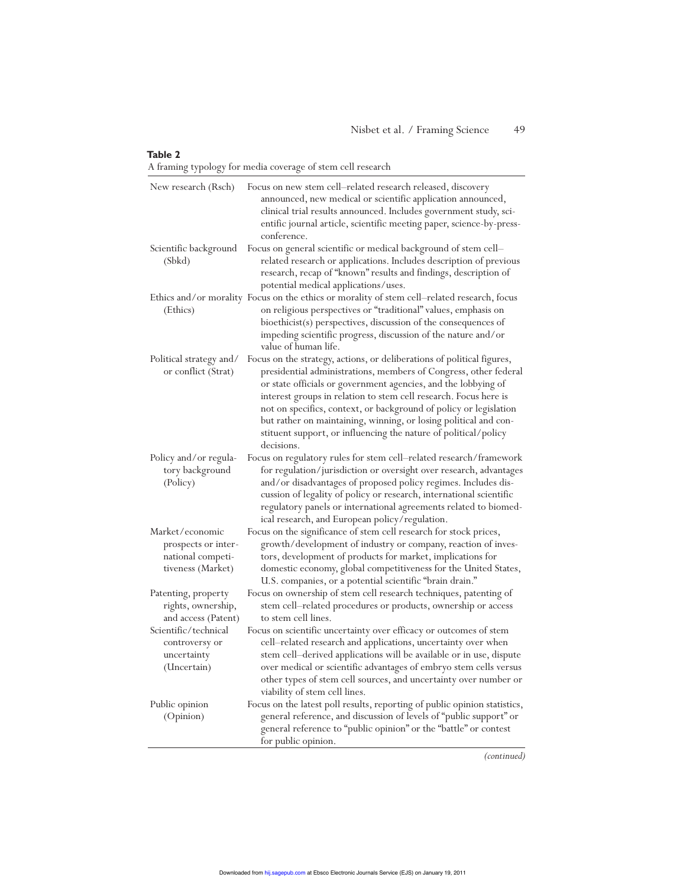**Table 2**
A framing typology for media coverage of stem cell research

| | |
|---|---|
| New research (Rsch) | Focus on new stem cell–related research released, discovery announced, new medical or scientific application announced, clinical trial results announced. Includes government study, scientific journal article, scientific meeting paper, science-by-press-conference. |
| Scientific background (Sbkd) | Focus on general scientific or medical background of stem cell–related research or applications. Includes description of previous research, recap of "known" results and findings, description of potential medical applications/uses. |
| Ethics and/or morality (Ethics) | Focus on the ethics or morality of stem cell–related research, focus on religious perspectives or "traditional" values, emphasis on bioethicist(s) perspectives, discussion of the consequences of impeding scientific progress, discussion of the nature and/or value of human life. |
| Political strategy and/or conflict (Strat) | Focus on the strategy, actions, or deliberations of political figures, presidential administrations, members of Congress, other federal or state officials or government agencies, and the lobbying of interest groups in relation to stem cell research. Focus here is not on specifics, context, or background of policy or legislation but rather on maintaining, winning, or losing political and constituent support, or influencing the nature of political/policy decisions. |
| Policy and/or regulatory background (Policy) | Focus on regulatory rules for stem cell–related research/framework for regulation/jurisdiction or oversight over research, advantages and/or disadvantages of proposed policy regimes. Includes discussion of legality of policy or research, international scientific regulatory panels or international agreements related to biomedical research, and European policy/regulation. |
| Market/economic prospects or international competitiveness (Market) | Focus on the significance of stem cell research for stock prices, growth/development of industry or company, reaction of investors, development of products for market, implications for domestic economy, global competitiveness for the United States, U.S. companies, or a potential scientific "brain drain." |
| Patenting, property rights, ownership, and access (Patent) | Focus on ownership of stem cell research techniques, patenting of stem cell–related procedures or products, ownership or access to stem cell lines. |
| Scientific/technical controversy or uncertainty (Uncertain) | Focus on scientific uncertainty over efficacy or outcomes of stem cell–related research and applications, uncertainty over when stem cell–derived applications will be available or in use, dispute over medical or scientific advantages of embryo stem cells versus other types of stem cell sources, and uncertainty over number or viability of stem cell lines. |
| Public opinion (Opinion) | Focus on the latest poll results, reporting of public opinion statistics, general reference, and discussion of levels of "public support" or general reference to "public opinion" or the "battle" or contest for public opinion. |

*(continued)*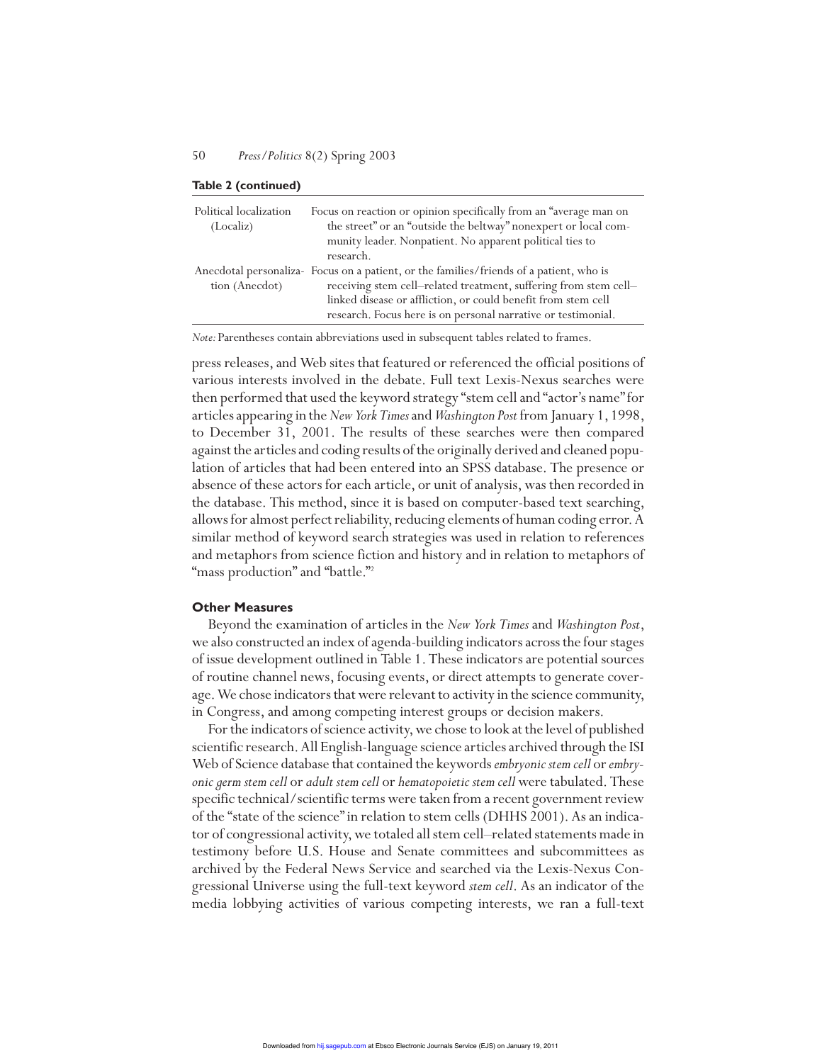**Table 2 (continued)**

| | |
|---|---|
| Political localization (Localiz) | Focus on reaction or opinion specifically from an "average man on the street" or an "outside the beltway" nonexpert or local community leader. Nonpatient. No apparent political ties to research. |
| Anecdotal personalization (Anecdot) | Focus on a patient, or the families/friends of a patient, who is receiving stem cell–related treatment, suffering from stem cell–linked disease or affliction, or could benefit from stem cell research. Focus here is on personal narrative or testimonial. |

*Note:* Parentheses contain abbreviations used in subsequent tables related to frames.

press releases, and Web sites that featured or referenced the official positions of various interests involved in the debate. Full text Lexis-Nexus searches were then performed that used the keyword strategy "stem cell and "actor's name" for articles appearing in the *New York Times* and *Washington Post* from January 1, 1998, to December 31, 2001. The results of these searches were then compared against the articles and coding results of the originally derived and cleaned population of articles that had been entered into an SPSS database. The presence or absence of these actors for each article, or unit of analysis, was then recorded in the database. This method, since it is based on computer-based text searching, allows for almost perfect reliability, reducing elements of human coding error. A similar method of keyword search strategies was used in relation to references and metaphors from science fiction and history and in relation to metaphors of "mass production" and "battle."[2]

### Other Measures

Beyond the examination of articles in the *New York Times* and *Washington Post*, we also constructed an index of agenda-building indicators across the four stages of issue development outlined in Table 1. These indicators are potential sources of routine channel news, focusing events, or direct attempts to generate coverage. We chose indicators that were relevant to activity in the science community, in Congress, and among competing interest groups or decision makers.

For the indicators of science activity, we chose to look at the level of published scientific research. All English-language science articles archived through the ISI Web of Science database that contained the keywords *embryonic stem cell* or *embryonic germ stem cell* or *adult stem cell* or *hematopoietic stem cell* were tabulated. These specific technical/scientific terms were taken from a recent government review of the "state of the science" in relation to stem cells (DHHS 2001). As an indicator of congressional activity, we totaled all stem cell–related statements made in testimony before U.S. House and Senate committees and subcommittees as archived by the Federal News Service and searched via the Lexis-Nexus Congressional Universe using the full-text keyword *stem cell*. As an indicator of the media lobbying activities of various competing interests, we ran a full-text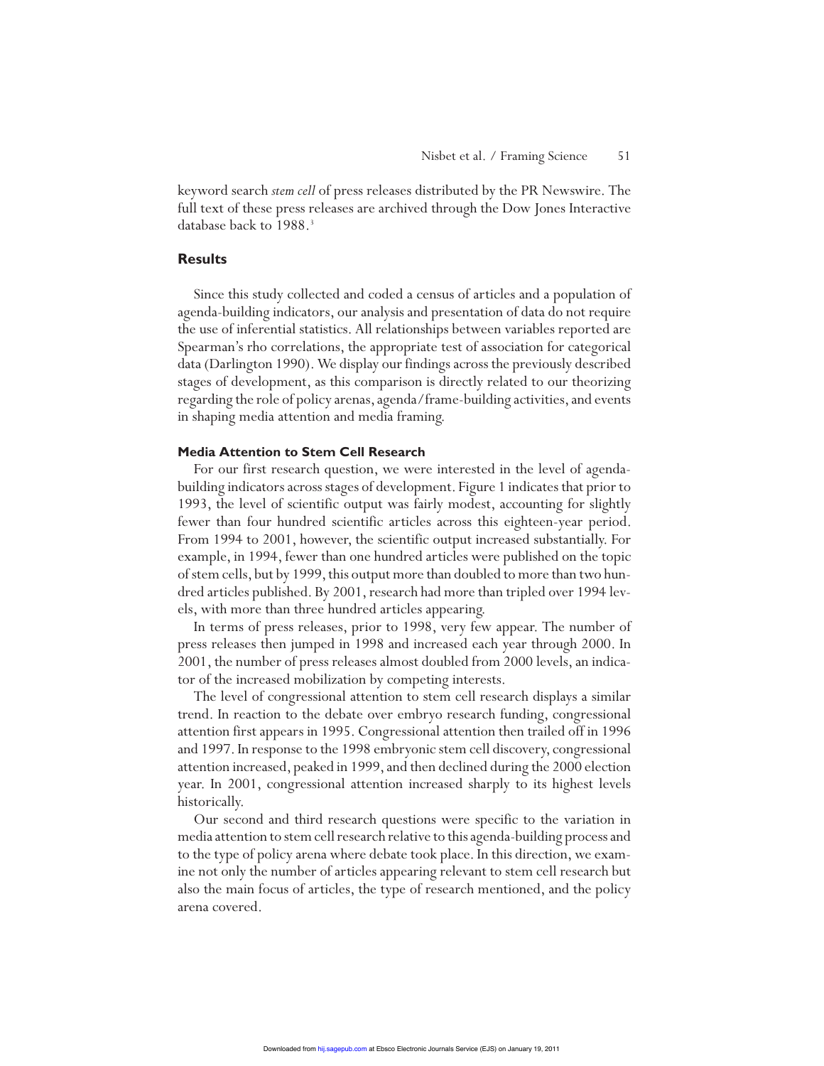keyword search *stem cell* of press releases distributed by the PR Newswire. The full text of these press releases are archived through the Dow Jones Interactive database back to 1988.[3]

## Results

Since this study collected and coded a census of articles and a population of agenda-building indicators, our analysis and presentation of data do not require the use of inferential statistics. All relationships between variables reported are Spearman's rho correlations, the appropriate test of association for categorical data (Darlington 1990). We display our findings across the previously described stages of development, as this comparison is directly related to our theorizing regarding the role of policy arenas, agenda/frame-building activities, and events in shaping media attention and media framing.

### Media Attention to Stem Cell Research

For our first research question, we were interested in the level of agenda-building indicators across stages of development. Figure 1 indicates that prior to 1993, the level of scientific output was fairly modest, accounting for slightly fewer than four hundred scientific articles across this eighteen-year period. From 1994 to 2001, however, the scientific output increased substantially. For example, in 1994, fewer than one hundred articles were published on the topic of stem cells, but by 1999, this output more than doubled to more than two hundred articles published. By 2001, research had more than tripled over 1994 levels, with more than three hundred articles appearing.

In terms of press releases, prior to 1998, very few appear. The number of press releases then jumped in 1998 and increased each year through 2000. In 2001, the number of press releases almost doubled from 2000 levels, an indicator of the increased mobilization by competing interests.

The level of congressional attention to stem cell research displays a similar trend. In reaction to the debate over embryo research funding, congressional attention first appears in 1995. Congressional attention then trailed off in 1996 and 1997. In response to the 1998 embryonic stem cell discovery, congressional attention increased, peaked in 1999, and then declined during the 2000 election year. In 2001, congressional attention increased sharply to its highest levels historically.

Our second and third research questions were specific to the variation in media attention to stem cell research relative to this agenda-building process and to the type of policy arena where debate took place. In this direction, we examine not only the number of articles appearing relevant to stem cell research but also the main focus of articles, the type of research mentioned, and the policy arena covered.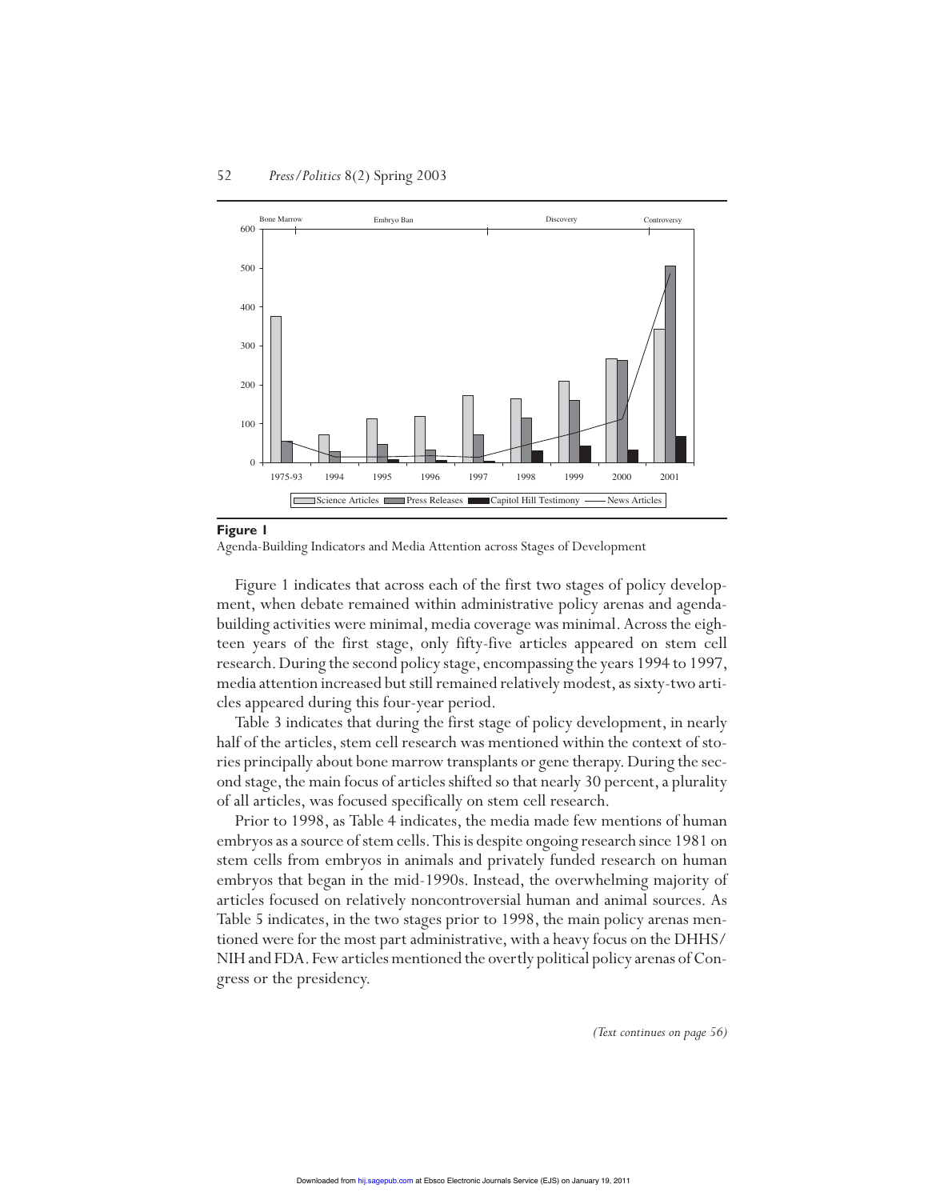**Figure 1**
Agenda-Building Indicators and Media Attention across Stages of Development

Figure 1 indicates that across each of the first two stages of policy development, when debate remained within administrative policy arenas and agenda-building activities were minimal, media coverage was minimal. Across the eighteen years of the first stage, only fifty-five articles appeared on stem cell research. During the second policy stage, encompassing the years 1994 to 1997, media attention increased but still remained relatively modest, as sixty-two articles appeared during this four-year period.

Table 3 indicates that during the first stage of policy development, in nearly half of the articles, stem cell research was mentioned within the context of stories principally about bone marrow transplants or gene therapy. During the second stage, the main focus of articles shifted so that nearly 30 percent, a plurality of all articles, was focused specifically on stem cell research.

Prior to 1998, as Table 4 indicates, the media made few mentions of human embryos as a source of stem cells. This is despite ongoing research since 1981 on stem cells from embryos in animals and privately funded research on human embryos that began in the mid-1990s. Instead, the overwhelming majority of articles focused on relatively noncontroversial human and animal sources. As Table 5 indicates, in the two stages prior to 1998, the main policy arenas mentioned were for the most part administrative, with a heavy focus on the DHHS/NIH and FDA. Few articles mentioned the overtly political policy arenas of Congress or the presidency.

*(Text continues on page 56)*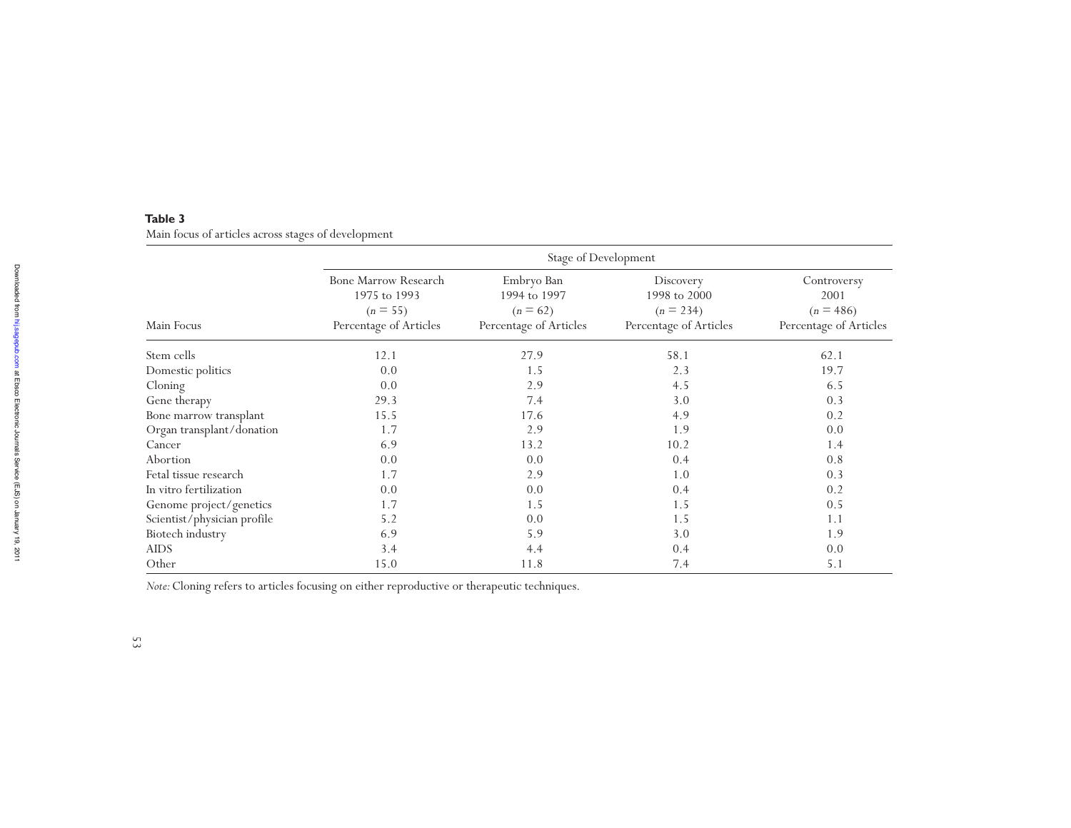**Table 3**
Main focus of articles across stages of development

| Main Focus | Stage of Development | | | |
|---|---|---|---|---|
| | Bone Marrow Research 1975 to 1993 ($n = 55$) Percentage of Articles | Embryo Ban 1994 to 1997 ($n = 62$) Percentage of Articles | Discovery 1998 to 2000 ($n = 234$) Percentage of Articles | Controversy 2001 ($n = 486$) Percentage of Articles |
| Stem cells | 12.1 | 27.9 | 58.1 | 62.1 |
| Domestic politics | 0.0 | 1.5 | 2.3 | 19.7 |
| Cloning | 0.0 | 2.9 | 4.5 | 6.5 |
| Gene therapy | 29.3 | 7.4 | 3.0 | 0.3 |
| Bone marrow transplant | 15.5 | 17.6 | 4.9 | 0.2 |
| Organ transplant/donation | 1.7 | 2.9 | 1.9 | 0.0 |
| Cancer | 6.9 | 13.2 | 10.2 | 1.4 |
| Abortion | 0.0 | 0.0 | 0.4 | 0.8 |
| Fetal tissue research | 1.7 | 2.9 | 1.0 | 0.3 |
| In vitro fertilization | 0.0 | 0.0 | 0.4 | 0.2 |
| Genome project/genetics | 1.7 | 1.5 | 1.5 | 0.5 |
| Scientist/physician profile | 5.2 | 0.0 | 1.5 | 1.1 |
| Biotech industry | 6.9 | 5.9 | 3.0 | 1.9 |
| AIDS | 3.4 | 4.4 | 0.4 | 0.0 |
| Other | 15.0 | 11.8 | 7.4 | 5.1 |

*Note:* Cloning refers to articles focusing on either reproductive or therapeutic techniques.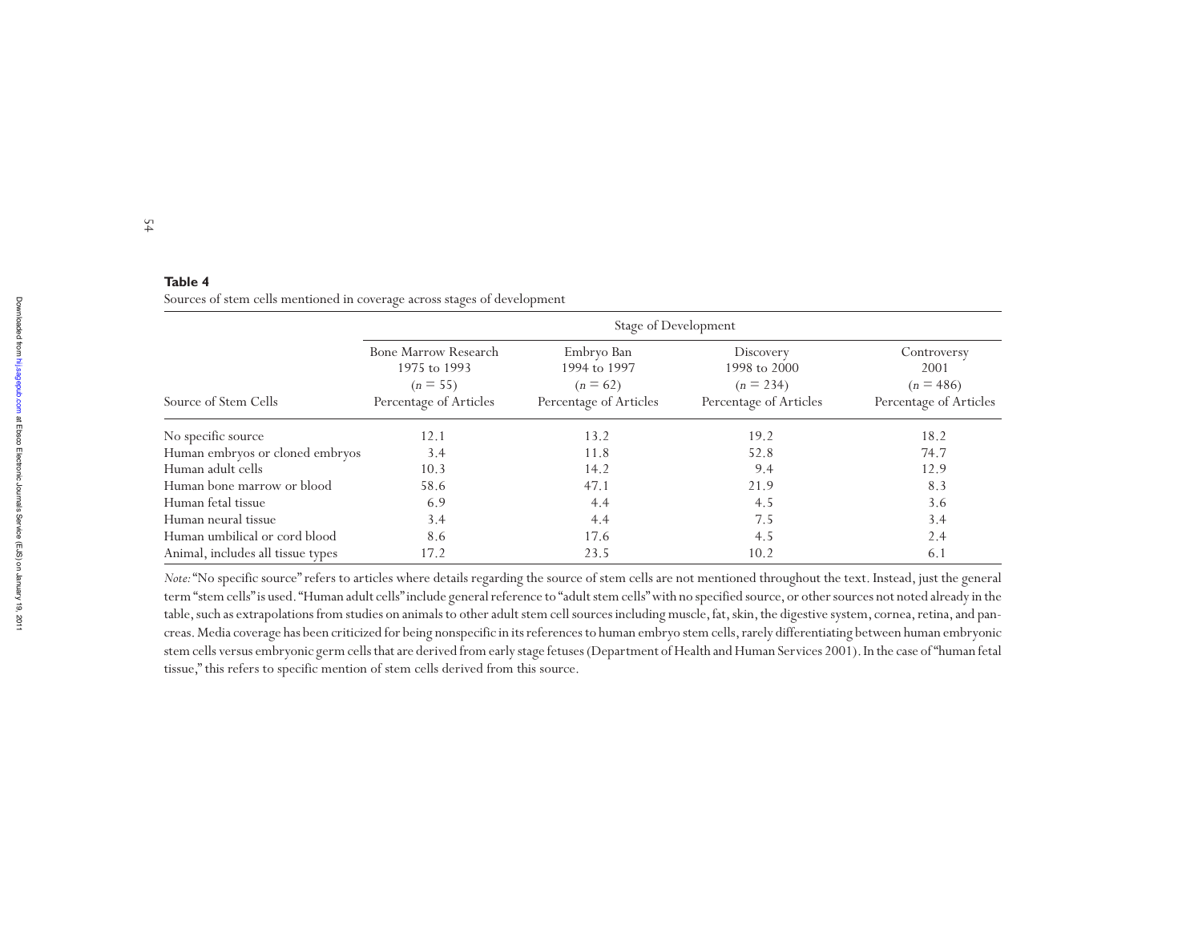**Table 4**

Sources of stem cells mentioned in coverage across stages of development

| | Stage of Development | | | |
|---|---|---|---|---|
| Source of Stem Cells | Bone Marrow Research 1975 to 1993 ($n$ = 55) Percentage of Articles | Embryo Ban 1994 to 1997 ($n$ = 62) Percentage of Articles | Discovery 1998 to 2000 ($n$ = 234) Percentage of Articles | Controversy 2001 ($n$ = 486) Percentage of Articles |
| No specific source | 12.1 | 13.2 | 19.2 | 18.2 |
| Human embryos or cloned embryos | 3.4 | 11.8 | 52.8 | 74.7 |
| Human adult cells | 10.3 | 14.2 | 9.4 | 12.9 |
| Human bone marrow or blood | 58.6 | 47.1 | 21.9 | 8.3 |
| Human fetal tissue | 6.9 | 4.4 | 4.5 | 3.6 |
| Human neural tissue | 3.4 | 4.4 | 7.5 | 3.4 |
| Human umbilical or cord blood | 8.6 | 17.6 | 4.5 | 2.4 |
| Animal, includes all tissue types | 17.2 | 23.5 | 10.2 | 6.1 |

*Note:* "No specific source" refers to articles where details regarding the source of stem cells are not mentioned throughout the text. Instead, just the general term "stem cells" is used. "Human adult cells" include general reference to "adult stem cells" with no specified source, or other sources not noted already in the table, such as extrapolations from studies on animals to other adult stem cell sources including muscle, fat, skin, the digestive system, cornea, retina, and pancreas. Media coverage has been criticized for being nonspecific in its references to human embryo stem cells, rarely differentiating between human embryonic stem cells versus embryonic germ cells that are derived from early stage fetuses (Department of Health and Human Services 2001). In the case of "human fetal tissue," this refers to specific mention of stem cells derived from this source.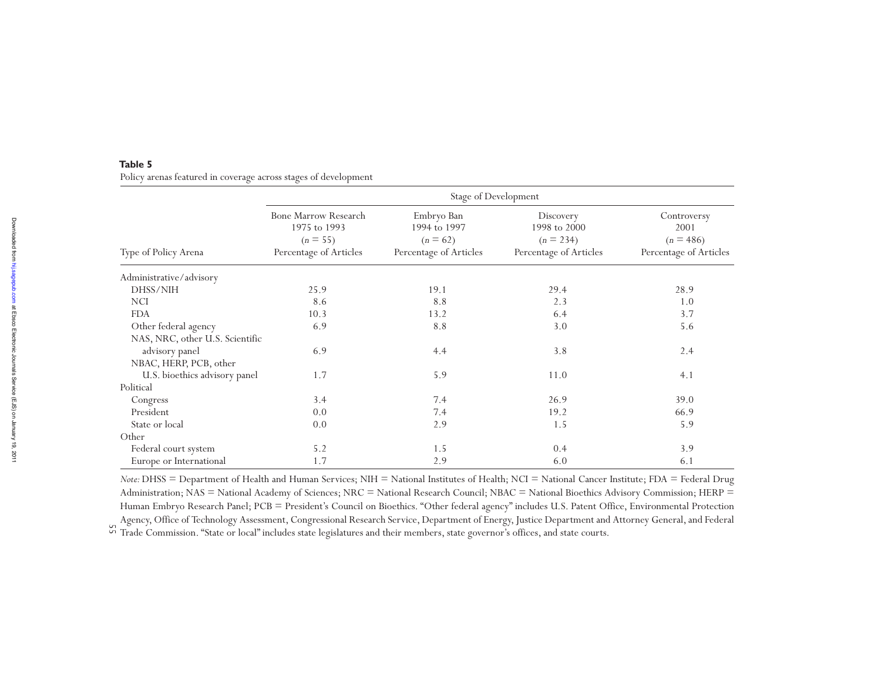**Table 5**

Policy arenas featured in coverage across stages of development

| Type of Policy Arena | Stage of Development | | | |
|---|---|---|---|---|
| | Bone Marrow Research 1975 to 1993 (*n* = 55) Percentage of Articles | Embryo Ban 1994 to 1997 (*n* = 62) Percentage of Articles | Discovery 1998 to 2000 (*n* = 234) Percentage of Articles | Controversy 2001 (*n* = 486) Percentage of Articles |
| Administrative/advisory | | | | |
| DHSS/NIH | 25.9 | 19.1 | 29.4 | 28.9 |
| NCI | 8.6 | 8.8 | 2.3 | 1.0 |
| FDA | 10.3 | 13.2 | 6.4 | 3.7 |
| Other federal agency | 6.9 | 8.8 | 3.0 | 5.6 |
| NAS, NRC, other U.S. Scientific advisory panel | 6.9 | 4.4 | 3.8 | 2.4 |
| NBAC, HERP, PCB, other U.S. bioethics advisory panel | 1.7 | 5.9 | 11.0 | 4.1 |
| Political | | | | |
| Congress | 3.4 | 7.4 | 26.9 | 39.0 |
| President | 0.0 | 7.4 | 19.2 | 66.9 |
| State or local | 0.0 | 2.9 | 1.5 | 5.9 |
| Other | | | | |
| Federal court system | 5.2 | 1.5 | 0.4 | 3.9 |
| Europe or International | 1.7 | 2.9 | 6.0 | 6.1 |

*Note:* DHSS = Department of Health and Human Services; NIH = National Institutes of Health; NCI = National Cancer Institute; FDA = Federal Drug Administration; NAS = National Academy of Sciences; NRC = National Research Council; NBAC = National Bioethics Advisory Commission; HERP = Human Embryo Research Panel; PCB = President's Council on Bioethics. "Other federal agency" includes U.S. Patent Office, Environmental Protection Agency, Office of Technology Assessment, Congressional Research Service, Department of Energy, Justice Department and Attorney General, and Federal Trade Commission. "State or local" includes state legislatures and their members, state governor's offices, and state courts.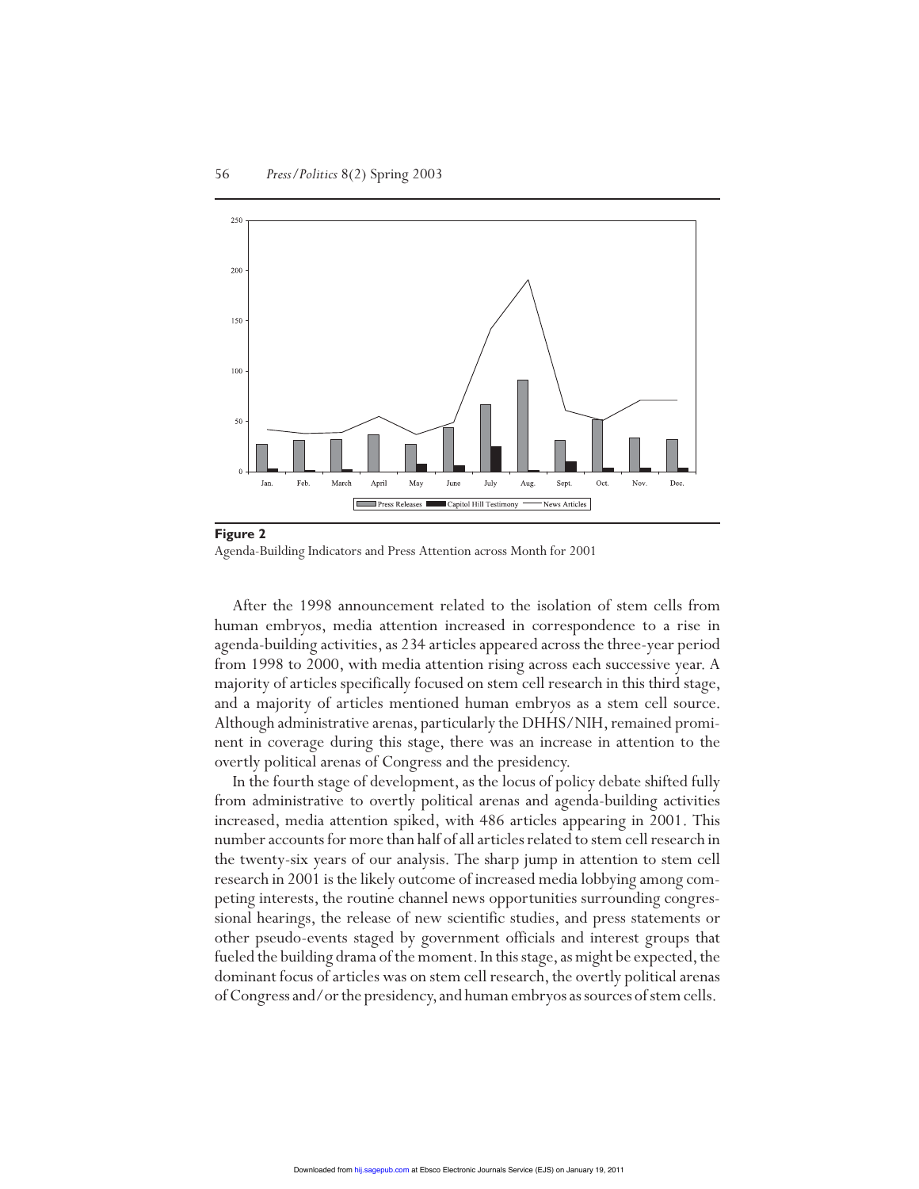**Figure 2**

Agenda-Building Indicators and Press Attention across Month for 2001

After the 1998 announcement related to the isolation of stem cells from human embryos, media attention increased in correspondence to a rise in agenda-building activities, as 234 articles appeared across the three-year period from 1998 to 2000, with media attention rising across each successive year. A majority of articles specifically focused on stem cell research in this third stage, and a majority of articles mentioned human embryos as a stem cell source. Although administrative arenas, particularly the DHHS/NIH, remained prominent in coverage during this stage, there was an increase in attention to the overtly political arenas of Congress and the presidency.

In the fourth stage of development, as the locus of policy debate shifted fully from administrative to overtly political arenas and agenda-building activities increased, media attention spiked, with 486 articles appearing in 2001. This number accounts for more than half of all articles related to stem cell research in the twenty-six years of our analysis. The sharp jump in attention to stem cell research in 2001 is the likely outcome of increased media lobbying among competing interests, the routine channel news opportunities surrounding congressional hearings, the release of new scientific studies, and press statements or other pseudo-events staged by government officials and interest groups that fueled the building drama of the moment. In this stage, as might be expected, the dominant focus of articles was on stem cell research, the overtly political arenas of Congress and/or the presidency, and human embryos as sources of stem cells.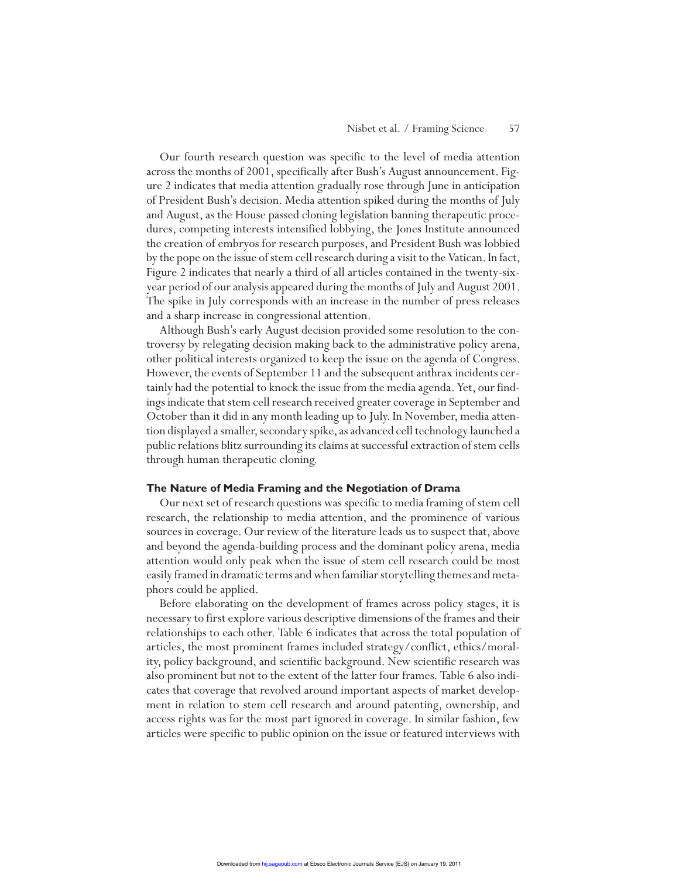Our fourth research question was specific to the level of media attention across the months of 2001, specifically after Bush's August announcement. Figure 2 indicates that media attention gradually rose through June in anticipation of President Bush's decision. Media attention spiked during the months of July and August, as the House passed cloning legislation banning therapeutic procedures, competing interests intensified lobbying, the Jones Institute announced the creation of embryos for research purposes, and President Bush was lobbied by the pope on the issue of stem cell research during a visit to the Vatican. In fact, Figure 2 indicates that nearly a third of all articles contained in the twenty-six-year period of our analysis appeared during the months of July and August 2001. The spike in July corresponds with an increase in the number of press releases and a sharp increase in congressional attention.

Although Bush's early August decision provided some resolution to the controversy by relegating decision making back to the administrative policy arena, other political interests organized to keep the issue on the agenda of Congress. However, the events of September 11 and the subsequent anthrax incidents certainly had the potential to knock the issue from the media agenda. Yet, our findings indicate that stem cell research received greater coverage in September and October than it did in any month leading up to July. In November, media attention displayed a smaller, secondary spike, as advanced cell technology launched a public relations blitz surrounding its claims at successful extraction of stem cells through human therapeutic cloning.

### The Nature of Media Framing and the Negotiation of Drama

Our next set of research questions was specific to media framing of stem cell research, the relationship to media attention, and the prominence of various sources in coverage. Our review of the literature leads us to suspect that, above and beyond the agenda-building process and the dominant policy arena, media attention would only peak when the issue of stem cell research could be most easily framed in dramatic terms and when familiar storytelling themes and metaphors could be applied.

Before elaborating on the development of frames across policy stages, it is necessary to first explore various descriptive dimensions of the frames and their relationships to each other. Table 6 indicates that across the total population of articles, the most prominent frames included strategy/conflict, ethics/morality, policy background, and scientific background. New scientific research was also prominent but not to the extent of the latter four frames. Table 6 also indicates that coverage that revolved around important aspects of market development in relation to stem cell research and around patenting, ownership, and access rights was for the most part ignored in coverage. In similar fashion, few articles were specific to public opinion on the issue or featured interviews with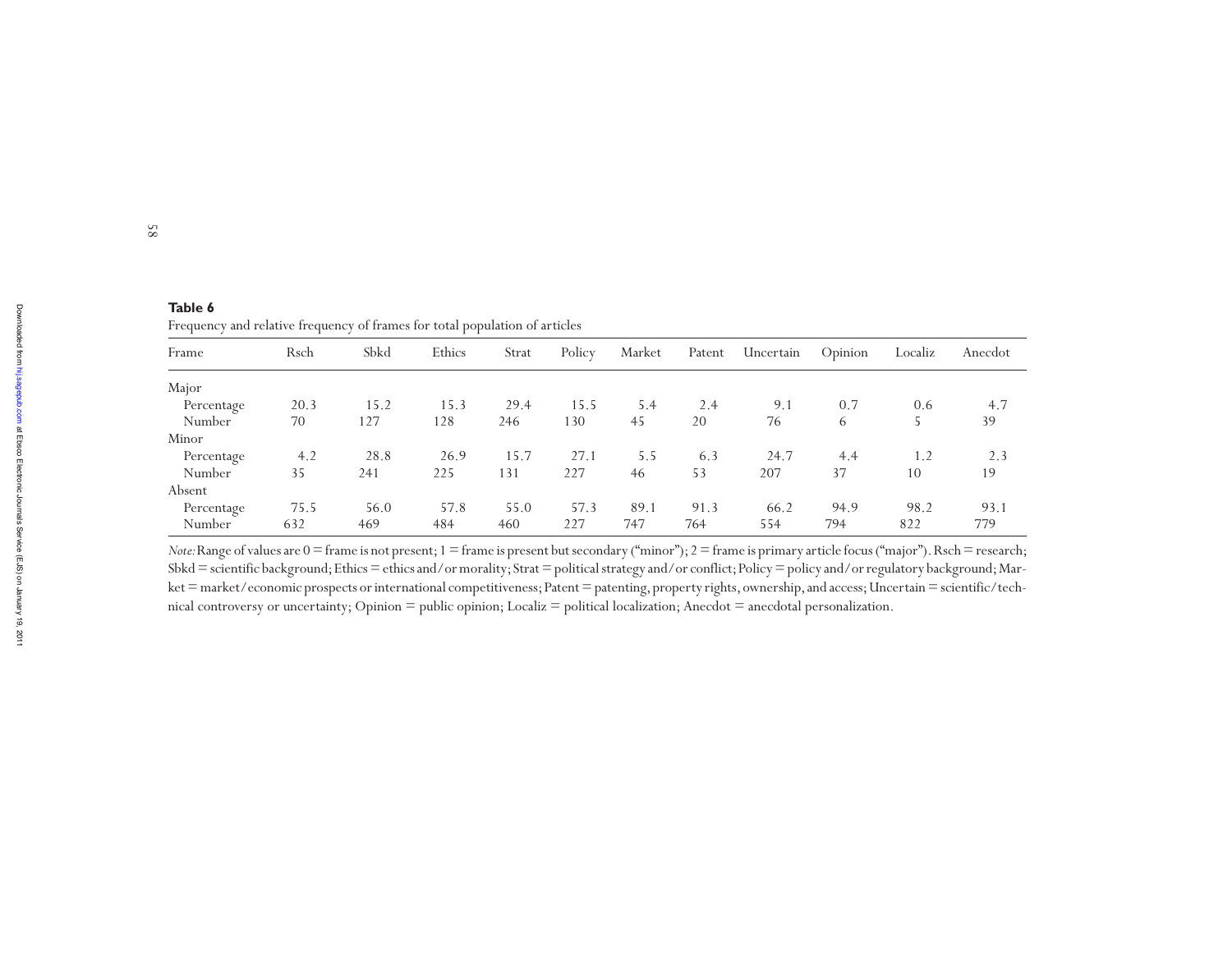**Table 6**

Frequency and relative frequency of frames for total population of articles

| Frame | Rsch | Sbkd | Ethics | Strat | Policy | Market | Patent | Uncertain | Opinion | Localiz | Anecdot |
|---|---|---|---|---|---|---|---|---|---|---|---|
| Major | | | | | | | | | | | |
| Percentage | 20.3 | 15.2 | 15.3 | 29.4 | 15.5 | 5.4 | 2.4 | 9.1 | 0.7 | 0.6 | 4.7 |
| Number | 70 | 127 | 128 | 246 | 130 | 45 | 20 | 76 | 6 | 5 | 39 |
| Minor | | | | | | | | | | | |
| Percentage | 4.2 | 28.8 | 26.9 | 15.7 | 27.1 | 5.5 | 6.3 | 24.7 | 4.4 | 1.2 | 2.3 |
| Number | 35 | 241 | 225 | 131 | 227 | 46 | 53 | 207 | 37 | 10 | 19 |
| Absent | | | | | | | | | | | |
| Percentage | 75.5 | 56.0 | 57.8 | 55.0 | 57.3 | 89.1 | 91.3 | 66.2 | 94.9 | 98.2 | 93.1 |
| Number | 632 | 469 | 484 | 460 | 227 | 747 | 764 | 554 | 794 | 822 | 779 |

*Note:* Range of values are 0 = frame is not present; 1 = frame is present but secondary ("minor"); 2 = frame is primary article focus ("major"). Rsch = research; Sbkd = scientific background; Ethics = ethics and/or morality; Strat = political strategy and/or conflict; Policy = policy and/or regulatory background; Market = market/economic prospects or international competitiveness; Patent = patenting, property rights, ownership, and access; Uncertain = scientific/technical controversy or uncertainty; Opinion = public opinion; Localiz = political localization; Anecdot = anecdotal personalization.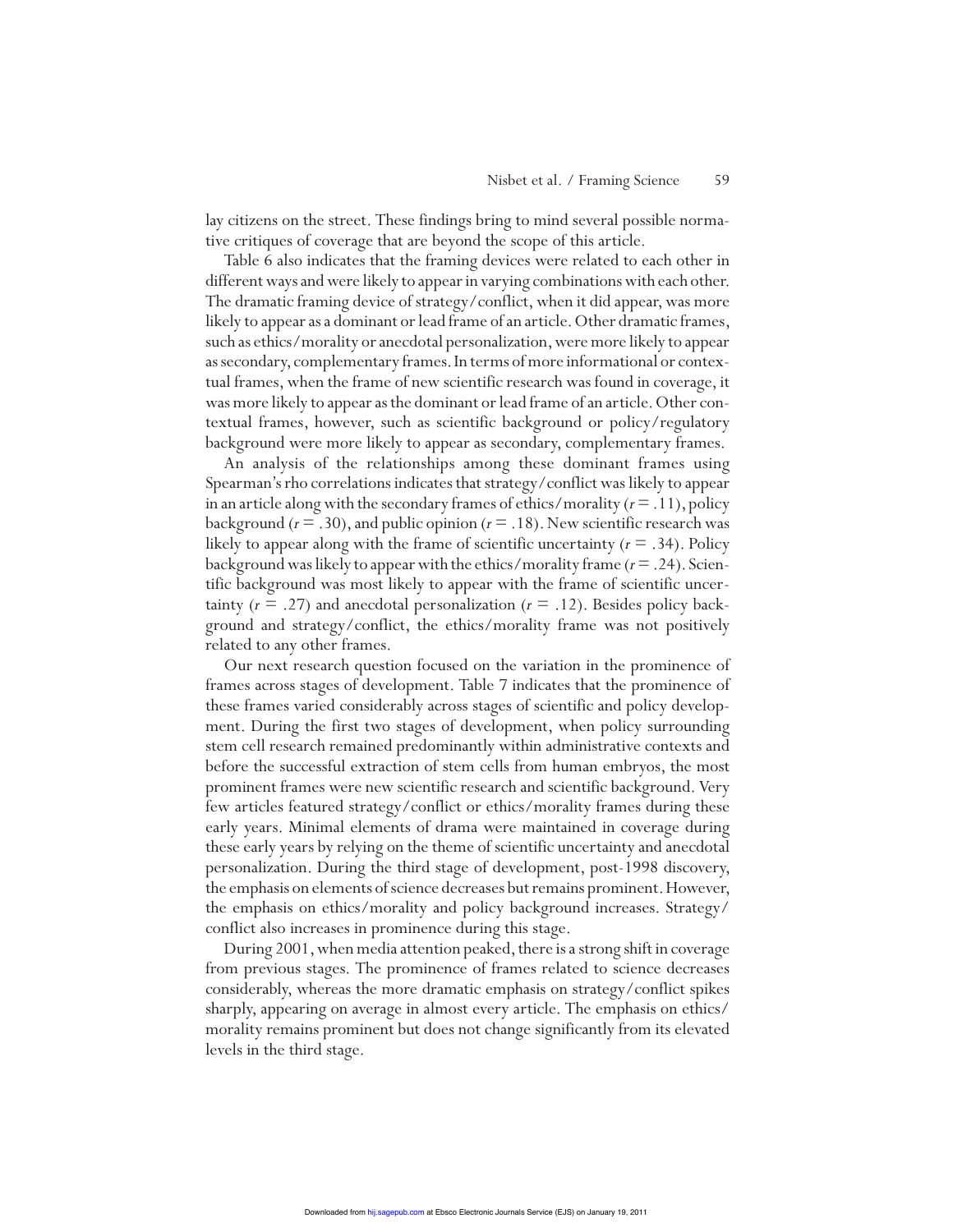lay citizens on the street. These findings bring to mind several possible normative critiques of coverage that are beyond the scope of this article.

Table 6 also indicates that the framing devices were related to each other in different ways and were likely to appear in varying combinations with each other. The dramatic framing device of strategy/conflict, when it did appear, was more likely to appear as a dominant or lead frame of an article. Other dramatic frames, such as ethics/morality or anecdotal personalization, were more likely to appear as secondary, complementary frames. In terms of more informational or contextual frames, when the frame of new scientific research was found in coverage, it was more likely to appear as the dominant or lead frame of an article. Other contextual frames, however, such as scientific background or policy/regulatory background were more likely to appear as secondary, complementary frames.

An analysis of the relationships among these dominant frames using Spearman's rho correlations indicates that strategy/conflict was likely to appear in an article along with the secondary frames of ethics/morality ($r = .11$), policy background ($r = .30$), and public opinion ($r = .18$). New scientific research was likely to appear along with the frame of scientific uncertainty ($r = .34$). Policy background was likely to appear with the ethics/morality frame ($r = .24$). Scientific background was most likely to appear with the frame of scientific uncertainty ($r = .27$) and anecdotal personalization ($r = .12$). Besides policy background and strategy/conflict, the ethics/morality frame was not positively related to any other frames.

Our next research question focused on the variation in the prominence of frames across stages of development. Table 7 indicates that the prominence of these frames varied considerably across stages of scientific and policy development. During the first two stages of development, when policy surrounding stem cell research remained predominantly within administrative contexts and before the successful extraction of stem cells from human embryos, the most prominent frames were new scientific research and scientific background. Very few articles featured strategy/conflict or ethics/morality frames during these early years. Minimal elements of drama were maintained in coverage during these early years by relying on the theme of scientific uncertainty and anecdotal personalization. During the third stage of development, post-1998 discovery, the emphasis on elements of science decreases but remains prominent. However, the emphasis on ethics/morality and policy background increases. Strategy/conflict also increases in prominence during this stage.

During 2001, when media attention peaked, there is a strong shift in coverage from previous stages. The prominence of frames related to science decreases considerably, whereas the more dramatic emphasis on strategy/conflict spikes sharply, appearing on average in almost every article. The emphasis on ethics/morality remains prominent but does not change significantly from its elevated levels in the third stage.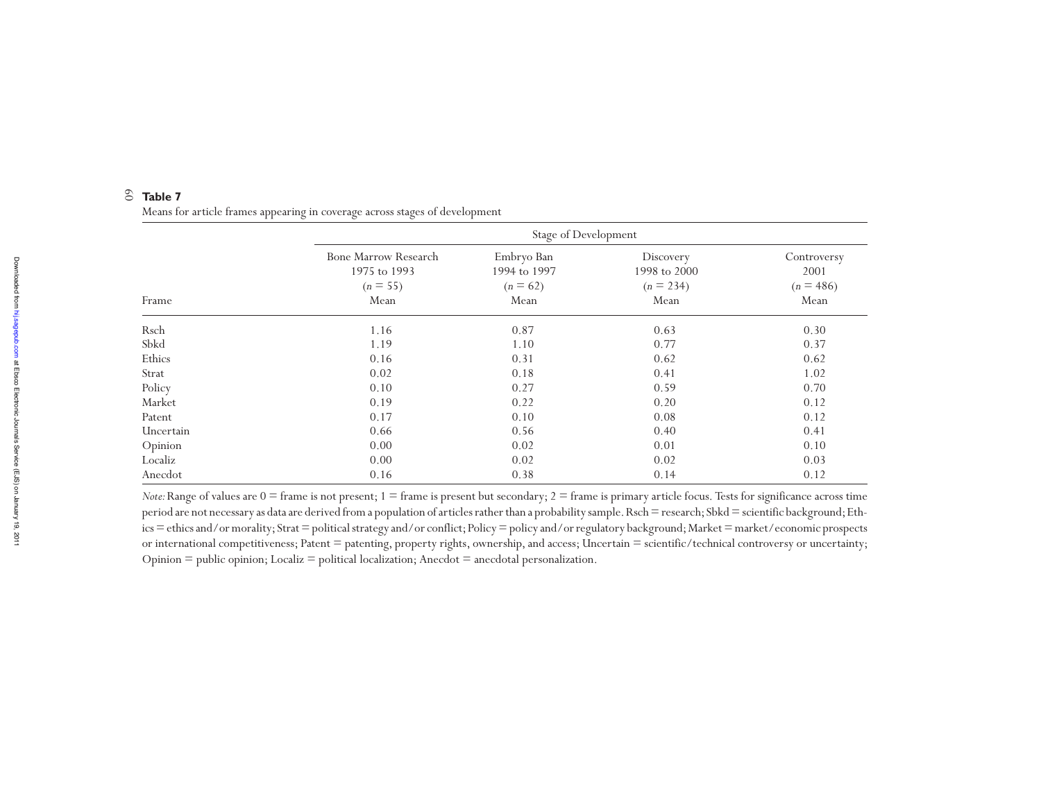**Table 7**

Means for article frames appearing in coverage across stages of development

| | Stage of Development | | | |
|---|---|---|---|---|
| Frame | Bone Marrow Research 1975 to 1993 ($n$ = 55) Mean | Embryo Ban 1994 to 1997 ($n$ = 62) Mean | Discovery 1998 to 2000 ($n$ = 234) Mean | Controversy 2001 ($n$ = 486) Mean |
| Rsch | 1.16 | 0.87 | 0.63 | 0.30 |
| Sbkd | 1.19 | 1.10 | 0.77 | 0.37 |
| Ethics | 0.16 | 0.31 | 0.62 | 0.62 |
| Strat | 0.02 | 0.18 | 0.41 | 1.02 |
| Policy | 0.10 | 0.27 | 0.59 | 0.70 |
| Market | 0.19 | 0.22 | 0.20 | 0.12 |
| Patent | 0.17 | 0.10 | 0.08 | 0.12 |
| Uncertain | 0.66 | 0.56 | 0.40 | 0.41 |
| Opinion | 0.00 | 0.02 | 0.01 | 0.10 |
| Localiz | 0.00 | 0.02 | 0.02 | 0.03 |
| Anecdot | 0.16 | 0.38 | 0.14 | 0.12 |

*Note:* Range of values are 0 = frame is not present; 1 = frame is present but secondary; 2 = frame is primary article focus. Tests for significance across time period are not necessary as data are derived from a population of articles rather than a probability sample. Rsch = research; Sbkd = scientific background; Ethics = ethics and/or morality; Strat = political strategy and/or conflict; Policy = policy and/or regulatory background; Market = market/economic prospects or international competitiveness; Patent = patenting, property rights, ownership, and access; Uncertain = scientific/technical controversy or uncertainty; Opinion = public opinion; Localiz = political localization; Anecdot = anecdotal personalization.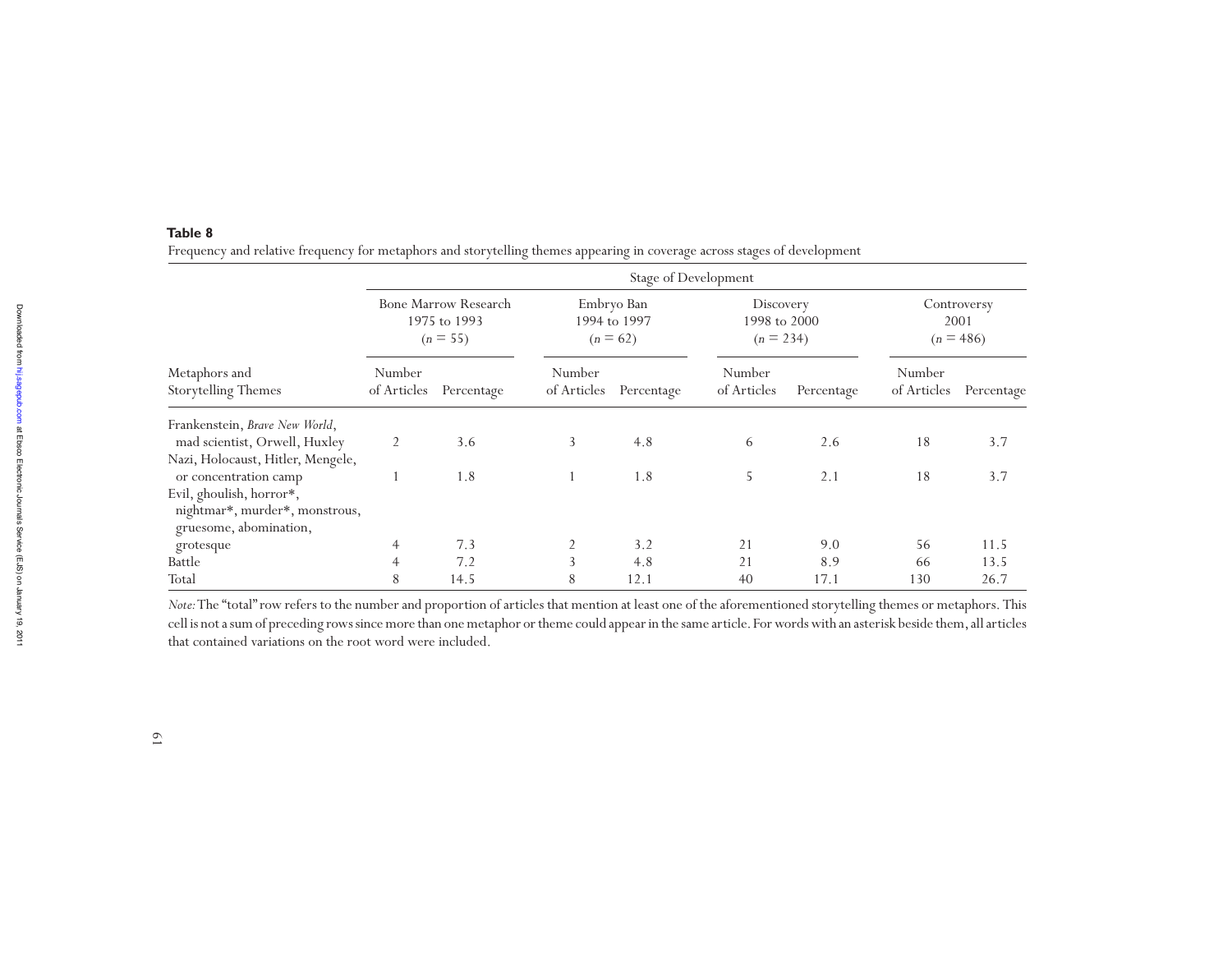**Table 8**

Frequency and relative frequency for metaphors and storytelling themes appearing in coverage across stages of development

| Metaphors and Storytelling Themes | Bone Marrow Research 1975 to 1993 ($n = 55$) | | Embryo Ban 1994 to 1997 ($n = 62$) | | Discovery 1998 to 2000 ($n = 234$) | | Controversy 2001 ($n = 486$) | |
|---|---|---|---|---|---|---|---|---|
| | Number of Articles | Percentage | Number of Articles | Percentage | Number of Articles | Percentage | Number of Articles | Percentage |
| Frankenstein, *Brave New World*, mad scientist, Orwell, Huxley | 2 | 3.6 | 3 | 4.8 | 6 | 2.6 | 18 | 3.7 |
| Nazi, Holocaust, Hitler, Mengele, or concentration camp | 1 | 1.8 | 1 | 1.8 | 5 | 2.1 | 18 | 3.7 |
| Evil, ghoulish, horror*, nightmar*, murder*, monstrous, gruesome, abomination, grotesque | 4 | 7.3 | 2 | 3.2 | 21 | 9.0 | 56 | 11.5 |
| Battle | 4 | 7.2 | 3 | 4.8 | 21 | 8.9 | 66 | 13.5 |
| Total | 8 | 14.5 | 8 | 12.1 | 40 | 17.1 | 130 | 26.7 |

*Note:* The "total" row refers to the number and proportion of articles that mention at least one of the aforementioned storytelling themes or metaphors. This cell is not a sum of preceding rows since more than one metaphor or theme could appear in the same article. For words with an asterisk beside them, all articles that contained variations on the root word were included.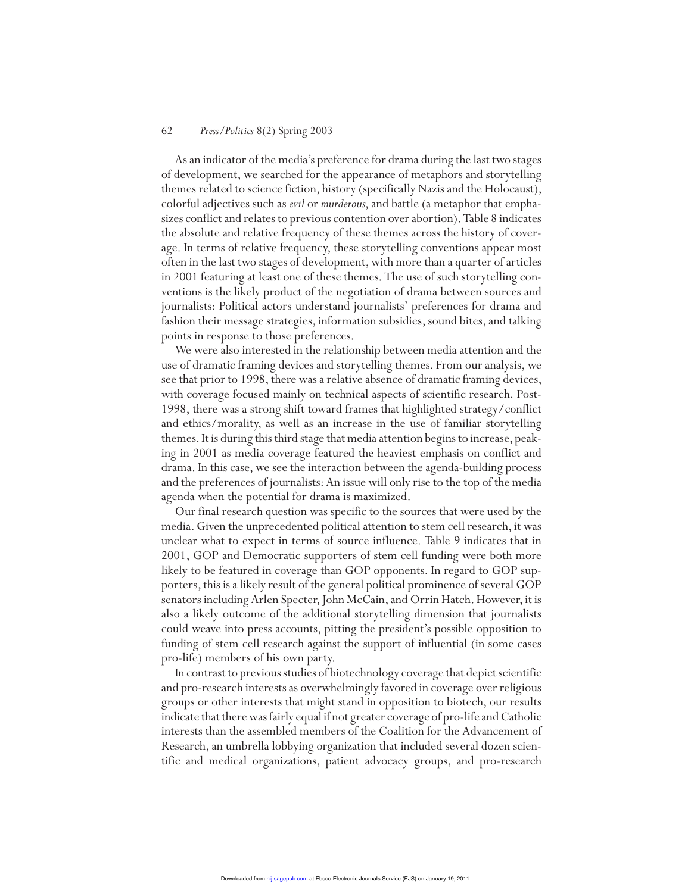As an indicator of the media's preference for drama during the last two stages of development, we searched for the appearance of metaphors and storytelling themes related to science fiction, history (specifically Nazis and the Holocaust), colorful adjectives such as *evil* or *murderous*, and battle (a metaphor that emphasizes conflict and relates to previous contention over abortion). Table 8 indicates the absolute and relative frequency of these themes across the history of coverage. In terms of relative frequency, these storytelling conventions appear most often in the last two stages of development, with more than a quarter of articles in 2001 featuring at least one of these themes. The use of such storytelling conventions is the likely product of the negotiation of drama between sources and journalists: Political actors understand journalists' preferences for drama and fashion their message strategies, information subsidies, sound bites, and talking points in response to those preferences.

We were also interested in the relationship between media attention and the use of dramatic framing devices and storytelling themes. From our analysis, we see that prior to 1998, there was a relative absence of dramatic framing devices, with coverage focused mainly on technical aspects of scientific research. Post-1998, there was a strong shift toward frames that highlighted strategy/conflict and ethics/morality, as well as an increase in the use of familiar storytelling themes. It is during this third stage that media attention begins to increase, peaking in 2001 as media coverage featured the heaviest emphasis on conflict and drama. In this case, we see the interaction between the agenda-building process and the preferences of journalists: An issue will only rise to the top of the media agenda when the potential for drama is maximized.

Our final research question was specific to the sources that were used by the media. Given the unprecedented political attention to stem cell research, it was unclear what to expect in terms of source influence. Table 9 indicates that in 2001, GOP and Democratic supporters of stem cell funding were both more likely to be featured in coverage than GOP opponents. In regard to GOP supporters, this is a likely result of the general political prominence of several GOP senators including Arlen Specter, John McCain, and Orrin Hatch. However, it is also a likely outcome of the additional storytelling dimension that journalists could weave into press accounts, pitting the president's possible opposition to funding of stem cell research against the support of influential (in some cases pro-life) members of his own party.

In contrast to previous studies of biotechnology coverage that depict scientific and pro-research interests as overwhelmingly favored in coverage over religious groups or other interests that might stand in opposition to biotech, our results indicate that there was fairly equal if not greater coverage of pro-life and Catholic interests than the assembled members of the Coalition for the Advancement of Research, an umbrella lobbying organization that included several dozen scientific and medical organizations, patient advocacy groups, and pro-research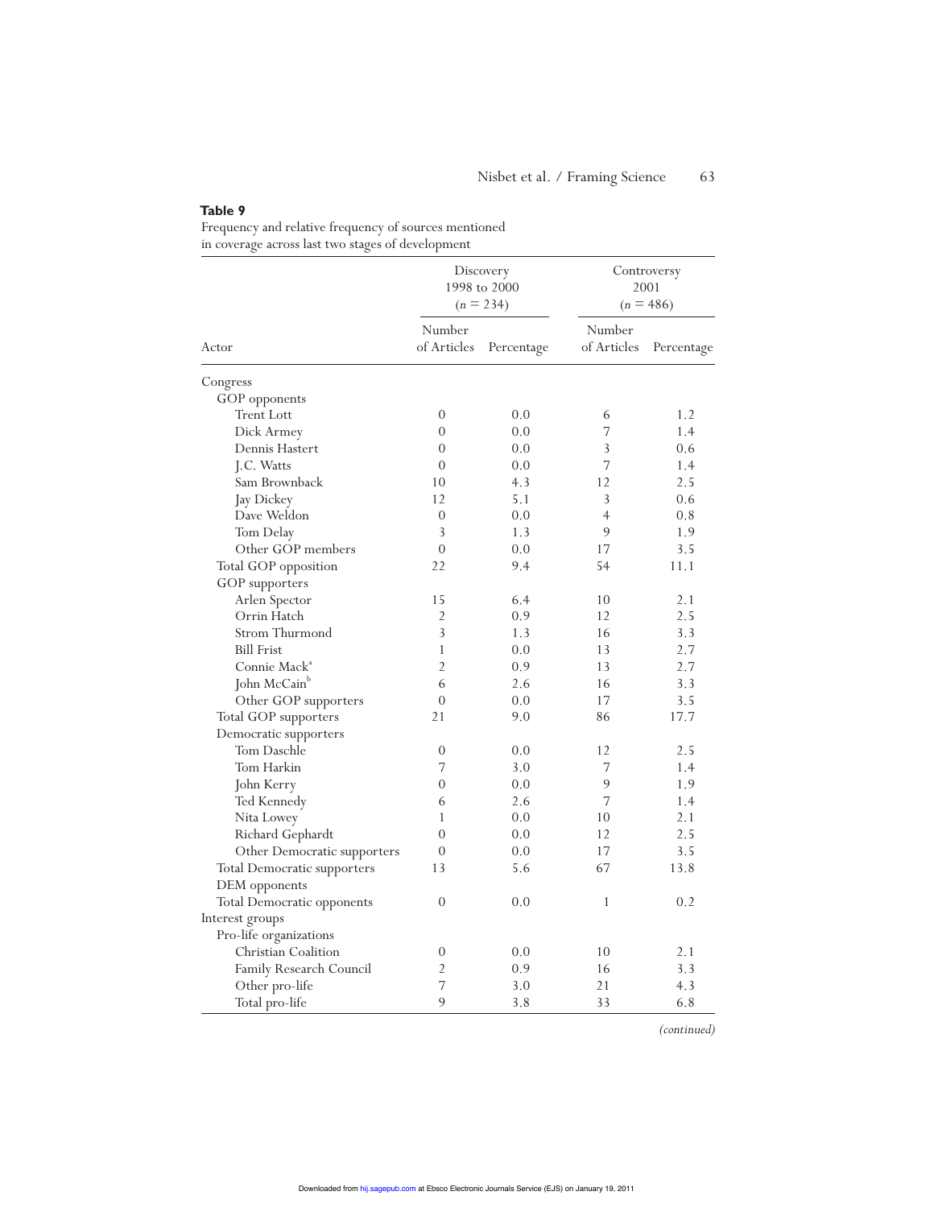**Table 9**
Frequency and relative frequency of sources mentioned in coverage across last two stages of development

| Actor | Discovery 1998 to 2000 ($n$ = 234) | | Controversy 2001 ($n$ = 486) | |
|---|---|---|---|---|
| | Number of Articles | Percentage | Number of Articles | Percentage |
| Congress | | | | |
| GOP opponents | | | | |
| Trent Lott | 0 | 0.0 | 6 | 1.2 |
| Dick Armey | 0 | 0.0 | 7 | 1.4 |
| Dennis Hastert | 0 | 0.0 | 3 | 0.6 |
| J.C. Watts | 0 | 0.0 | 7 | 1.4 |
| Sam Brownback | 10 | 4.3 | 12 | 2.5 |
| Jay Dickey | 12 | 5.1 | 3 | 0.6 |
| Dave Weldon | 0 | 0.0 | 4 | 0.8 |
| Tom Delay | 3 | 1.3 | 9 | 1.9 |
| Other GOP members | 0 | 0.0 | 17 | 3.5 |
| Total GOP opposition | 22 | 9.4 | 54 | 11.1 |
| GOP supporters | | | | |
| Arlen Spector | 15 | 6.4 | 10 | 2.1 |
| Orrin Hatch | 2 | 0.9 | 12 | 2.5 |
| Strom Thurmond | 3 | 1.3 | 16 | 3.3 |
| Bill Frist | 1 | 0.0 | 13 | 2.7 |
| Connie Mack[a] | 2 | 0.9 | 13 | 2.7 |
| John McCain[b] | 6 | 2.6 | 16 | 3.3 |
| Other GOP supporters | 0 | 0.0 | 17 | 3.5 |
| Total GOP supporters | 21 | 9.0 | 86 | 17.7 |
| Democratic supporters | | | | |
| Tom Daschle | 0 | 0.0 | 12 | 2.5 |
| Tom Harkin | 7 | 3.0 | 7 | 1.4 |
| John Kerry | 0 | 0.0 | 9 | 1.9 |
| Ted Kennedy | 6 | 2.6 | 7 | 1.4 |
| Nita Lowey | 1 | 0.0 | 10 | 2.1 |
| Richard Gephardt | 0 | 0.0 | 12 | 2.5 |
| Other Democratic supporters | 0 | 0.0 | 17 | 3.5 |
| Total Democratic supporters | 13 | 5.6 | 67 | 13.8 |
| DEM opponents | | | | |
| Total Democratic opponents | 0 | 0.0 | 1 | 0.2 |
| Interest groups | | | | |
| Pro-life organizations | | | | |
| Christian Coalition | 0 | 0.0 | 10 | 2.1 |
| Family Research Council | 2 | 0.9 | 16 | 3.3 |
| Other pro-life | 7 | 3.0 | 21 | 4.3 |
| Total pro-life | 9 | 3.8 | 33 | 6.8 |

*(continued)*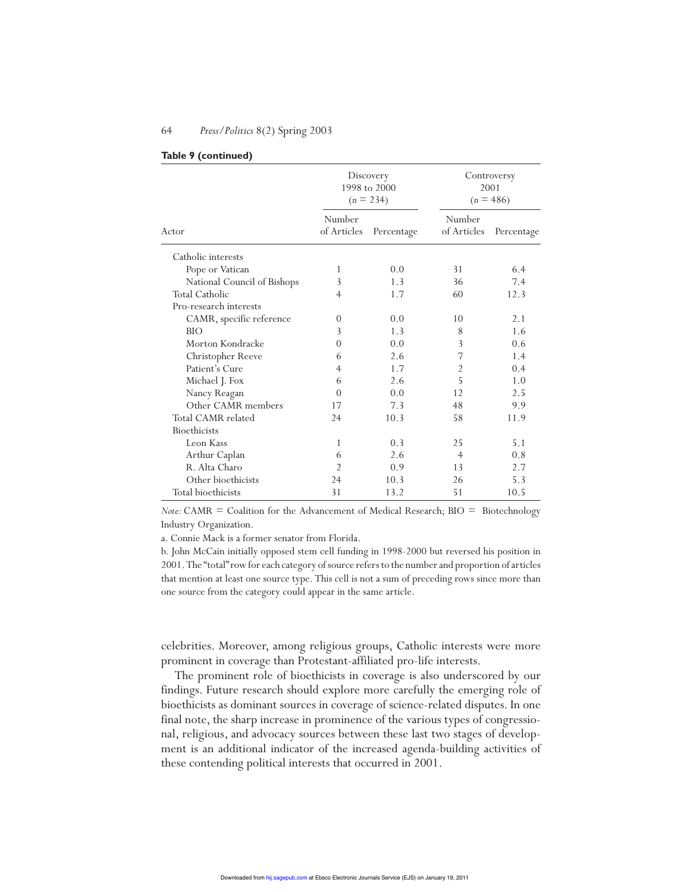**Table 9 (continued)**

| Actor | Discovery 1998 to 2000 ($n$ = 234) | | Controversy 2001 ($n$ = 486) | |
|---|---|---|---|---|
| | Number of Articles | Percentage | Number of Articles | Percentage |
| Catholic interests | | | | |
| Pope or Vatican | 1 | 0.0 | 31 | 6.4 |
| National Council of Bishops | 3 | 1.3 | 36 | 7.4 |
| Total Catholic | 4 | 1.7 | 60 | 12.3 |
| Pro-research interests | | | | |
| CAMR, specific reference | 0 | 0.0 | 10 | 2.1 |
| BIO | 3 | 1.3 | 8 | 1.6 |
| Morton Kondracke | 0 | 0.0 | 3 | 0.6 |
| Christopher Reeve | 6 | 2.6 | 7 | 1.4 |
| Patient's Cure | 4 | 1.7 | 2 | 0.4 |
| Michael J. Fox | 6 | 2.6 | 5 | 1.0 |
| Nancy Reagan | 0 | 0.0 | 12 | 2.5 |
| Other CAMR members | 17 | 7.3 | 48 | 9.9 |
| Total CAMR related | 24 | 10.3 | 58 | 11.9 |
| Bioethicists | | | | |
| Leon Kass | 1 | 0.3 | 25 | 5.1 |
| Arthur Caplan | 6 | 2.6 | 4 | 0.8 |
| R. Alta Charo | 2 | 0.9 | 13 | 2.7 |
| Other bioethicists | 24 | 10.3 | 26 | 5.3 |
| Total bioethicists | 31 | 13.2 | 51 | 10.5 |

*Note:* CAMR = Coalition for the Advancement of Medical Research; BIO = Biotechnology Industry Organization.

a. Connie Mack is a former senator from Florida.

b. John McCain initially opposed stem cell funding in 1998-2000 but reversed his position in 2001. The "total" row for each category of source refers to the number and proportion of articles that mention at least one source type. This cell is not a sum of preceding rows since more than one source from the category could appear in the same article.

celebrities. Moreover, among religious groups, Catholic interests were more prominent in coverage than Protestant-affiliated pro-life interests.

The prominent role of bioethicists in coverage is also underscored by our findings. Future research should explore more carefully the emerging role of bioethicists as dominant sources in coverage of science-related disputes. In one final note, the sharp increase in prominence of the various types of congressional, religious, and advocacy sources between these last two stages of development is an additional indicator of the increased agenda-building activities of these contending political interests that occurred in 2001.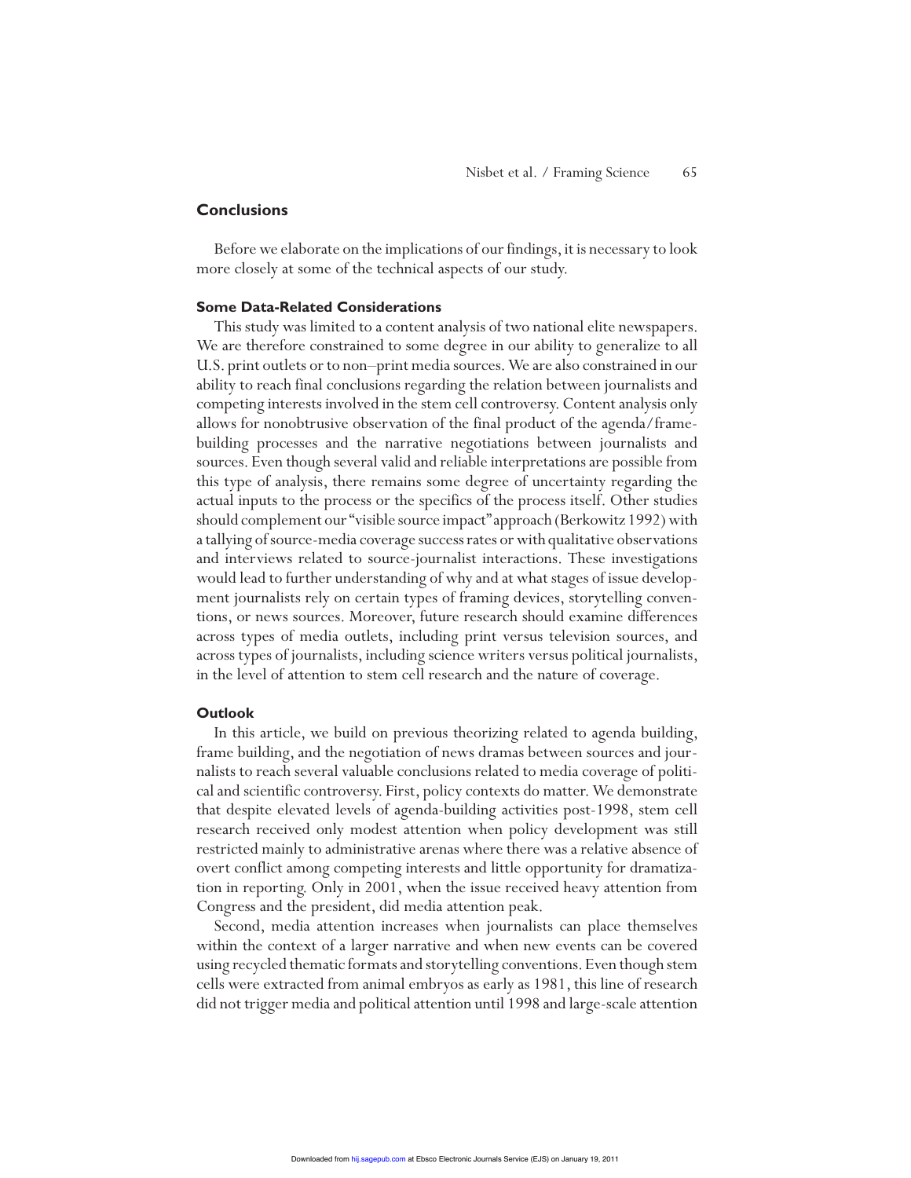## Conclusions

Before we elaborate on the implications of our findings, it is necessary to look more closely at some of the technical aspects of our study.

### Some Data-Related Considerations

This study was limited to a content analysis of two national elite newspapers. We are therefore constrained to some degree in our ability to generalize to all U.S. print outlets or to non–print media sources. We are also constrained in our ability to reach final conclusions regarding the relation between journalists and competing interests involved in the stem cell controversy. Content analysis only allows for nonobtrusive observation of the final product of the agenda/frame-building processes and the narrative negotiations between journalists and sources. Even though several valid and reliable interpretations are possible from this type of analysis, there remains some degree of uncertainty regarding the actual inputs to the process or the specifics of the process itself. Other studies should complement our "visible source impact" approach (Berkowitz 1992) with a tallying of source-media coverage success rates or with qualitative observations and interviews related to source-journalist interactions. These investigations would lead to further understanding of why and at what stages of issue development journalists rely on certain types of framing devices, storytelling conventions, or news sources. Moreover, future research should examine differences across types of media outlets, including print versus television sources, and across types of journalists, including science writers versus political journalists, in the level of attention to stem cell research and the nature of coverage.

### Outlook

In this article, we build on previous theorizing related to agenda building, frame building, and the negotiation of news dramas between sources and journalists to reach several valuable conclusions related to media coverage of political and scientific controversy. First, policy contexts do matter. We demonstrate that despite elevated levels of agenda-building activities post-1998, stem cell research received only modest attention when policy development was still restricted mainly to administrative arenas where there was a relative absence of overt conflict among competing interests and little opportunity for dramatization in reporting. Only in 2001, when the issue received heavy attention from Congress and the president, did media attention peak.

Second, media attention increases when journalists can place themselves within the context of a larger narrative and when new events can be covered using recycled thematic formats and storytelling conventions. Even though stem cells were extracted from animal embryos as early as 1981, this line of research did not trigger media and political attention until 1998 and large-scale attention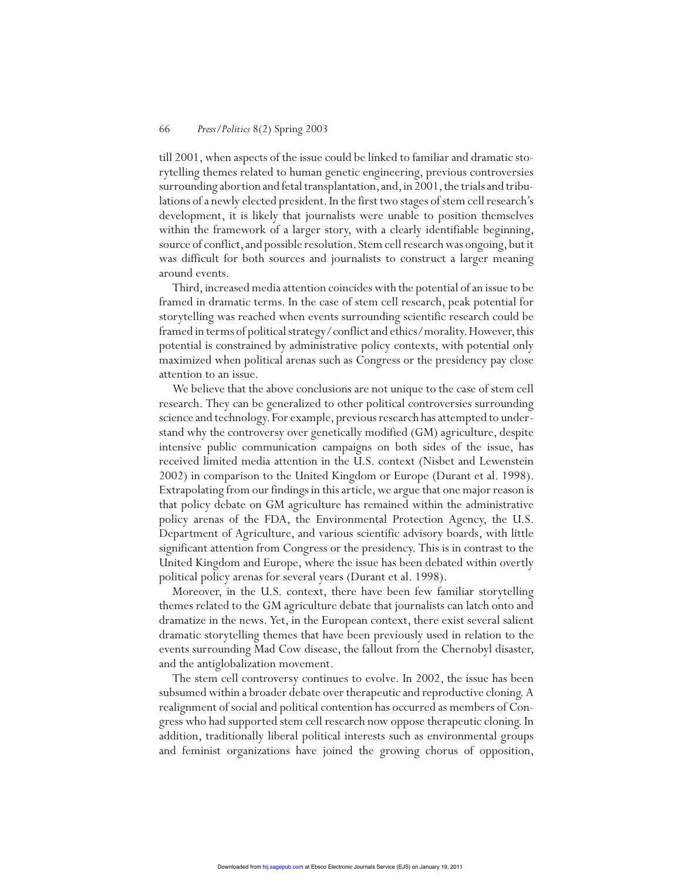till 2001, when aspects of the issue could be linked to familiar and dramatic storytelling themes related to human genetic engineering, previous controversies surrounding abortion and fetal transplantation, and, in 2001, the trials and tribulations of a newly elected president. In the first two stages of stem cell research's development, it is likely that journalists were unable to position themselves within the framework of a larger story, with a clearly identifiable beginning, source of conflict, and possible resolution. Stem cell research was ongoing, but it was difficult for both sources and journalists to construct a larger meaning around events.

Third, increased media attention coincides with the potential of an issue to be framed in dramatic terms. In the case of stem cell research, peak potential for storytelling was reached when events surrounding scientific research could be framed in terms of political strategy/conflict and ethics/morality. However, this potential is constrained by administrative policy contexts, with potential only maximized when political arenas such as Congress or the presidency pay close attention to an issue.

We believe that the above conclusions are not unique to the case of stem cell research. They can be generalized to other political controversies surrounding science and technology. For example, previous research has attempted to understand why the controversy over genetically modified (GM) agriculture, despite intensive public communication campaigns on both sides of the issue, has received limited media attention in the U.S. context (Nisbet and Lewenstein 2002) in comparison to the United Kingdom or Europe (Durant et al. 1998). Extrapolating from our findings in this article, we argue that one major reason is that policy debate on GM agriculture has remained within the administrative policy arenas of the FDA, the Environmental Protection Agency, the U.S. Department of Agriculture, and various scientific advisory boards, with little significant attention from Congress or the presidency. This is in contrast to the United Kingdom and Europe, where the issue has been debated within overtly political policy arenas for several years (Durant et al. 1998).

Moreover, in the U.S. context, there have been few familiar storytelling themes related to the GM agriculture debate that journalists can latch onto and dramatize in the news. Yet, in the European context, there exist several salient dramatic storytelling themes that have been previously used in relation to the events surrounding Mad Cow disease, the fallout from the Chernobyl disaster, and the antiglobalization movement.

The stem cell controversy continues to evolve. In 2002, the issue has been subsumed within a broader debate over therapeutic and reproductive cloning. A realignment of social and political contention has occurred as members of Congress who had supported stem cell research now oppose therapeutic cloning. In addition, traditionally liberal political interests such as environmental groups and feminist organizations have joined the growing chorus of opposition,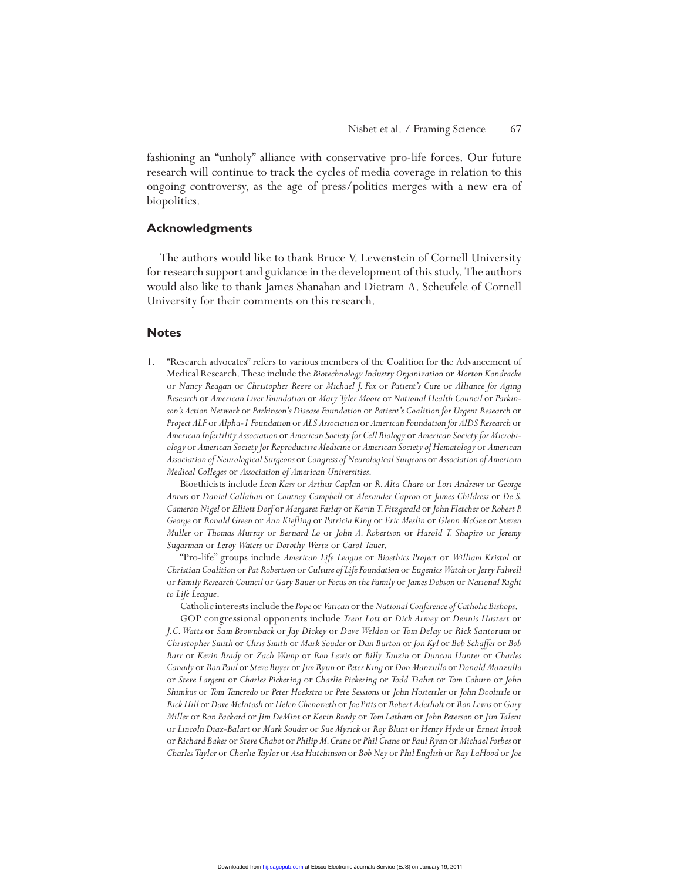fashioning an "unholy" alliance with conservative pro-life forces. Our future research will continue to track the cycles of media coverage in relation to this ongoing controversy, as the age of press/politics merges with a new era of biopolitics.

## Acknowledgments

The authors would like to thank Bruce V. Lewenstein of Cornell University for research support and guidance in the development of this study. The authors would also like to thank James Shanahan and Dietram A. Scheufele of Cornell University for their comments on this research.

## Notes

1. "Research advocates" refers to various members of the Coalition for the Advancement of Medical Research. These include the *Biotechnology Industry Organization* or *Morton Kondracke* or *Nancy Reagan* or *Christopher Reeve* or *Michael J. Fox* or *Patient's Cure* or *Alliance for Aging Research* or *American Liver Foundation* or *Mary Tyler Moore* or *National Health Council* or *Parkinson's Action Network* or *Parkinson's Disease Foundation* or *Patient's Coalition for Urgent Research* or *Project ALF* or *Alpha-1 Foundation* or *ALS Association* or *American Foundation for AIDS Research* or *American Infertility Association* or *American Society for Cell Biology* or *American Society for Microbiology* or *American Society for Reproductive Medicine* or *American Society of Hematology* or *American Association of Neurological Surgeons* or *Congress of Neurological Surgeons* or *Association of American Medical Colleges* or *Association of American Universities*.

   Bioethicists include *Leon Kass* or *Arthur Caplan* or *R. Alta Charo* or *Lori Andrews* or *George Annas* or *Daniel Callahan* or *Coutney Campbell* or *Alexander Capron* or *James Childress* or *De S. Cameron Nigel* or *Elliott Dorf* or *Margaret Farlay* or *Kevin T. Fitzgerald* or *John Fletcher* or *Robert P. George* or *Ronald Green* or *Ann Kiefling* or *Patricia King* or *Eric Meslin* or *Glenn McGee* or *Steven Muller* or *Thomas Murray* or *Bernard Lo* or *John A. Robertson* or *Harold T. Shapiro* or *Jeremy Sugarman* or *Leroy Waters* or *Dorothy Wertz* or *Carol Tauer*.

   "Pro-life" groups include *American Life League* or *Bioethics Project* or *William Kristol* or *Christian Coalition* or *Pat Robertson* or *Culture of Life Foundation* or *Eugenics Watch* or *Jerry Falwell* or *Family Research Council* or *Gary Bauer* or *Focus on the Family* or *James Dobson* or *National Right to Life League*.

   Catholic interests include the *Pope* or *Vatican* or the *National Conference of Catholic Bishops*.

   GOP congressional opponents include *Trent Lott* or *Dick Armey* or *Dennis Hastert* or *J.C. Watts* or *Sam Brownback* or *Jay Dickey* or *Dave Weldon* or *Tom Delay* or *Rick Santorum* or *Christopher Smith* or *Chris Smith* or *Mark Souder* or *Dan Burton* or *Jon Kyl* or *Bob Schaffer* or *Bob Barr* or *Kevin Brady* or *Zach Wamp* or *Ron Lewis* or *Billy Tauzin* or *Duncan Hunter* or *Charles Canady* or *Ron Paul* or *Steve Buyer* or *Jim Ryun* or *Peter King* or *Don Manzullo* or *Donald Manzullo* or *Steve Largent* or *Charles Pickering* or *Charlie Pickering* or *Todd Tiahrt* or *Tom Coburn* or *John Shimkus* or *Tom Tancredo* or *Peter Hoekstra* or *Pete Sessions* or *John Hostettler* or *John Doolittle* or *Rick Hill* or *Dave McIntosh* or *Helen Chenoweth* or *Joe Pitts* or *Robert Aderholt* or *Ron Lewis* or *Gary Miller* or *Ron Packard* or *Jim DeMint* or *Kevin Brady* or *Tom Latham* or *John Peterson* or *Jim Talent* or *Lincoln Diaz-Balart* or *Mark Souder* or *Sue Myrick* or *Roy Blunt* or *Henry Hyde* or *Ernest Istook* or *Richard Baker* or *Steve Chabot* or *Philip M. Crane* or *Phil Crane* or *Paul Ryan* or *Michael Forbes* or *Charles Taylor* or *Charlie Taylor* or *Asa Hutchinson* or *Bob Ney* or *Phil English* or *Ray LaHood* or *Joe*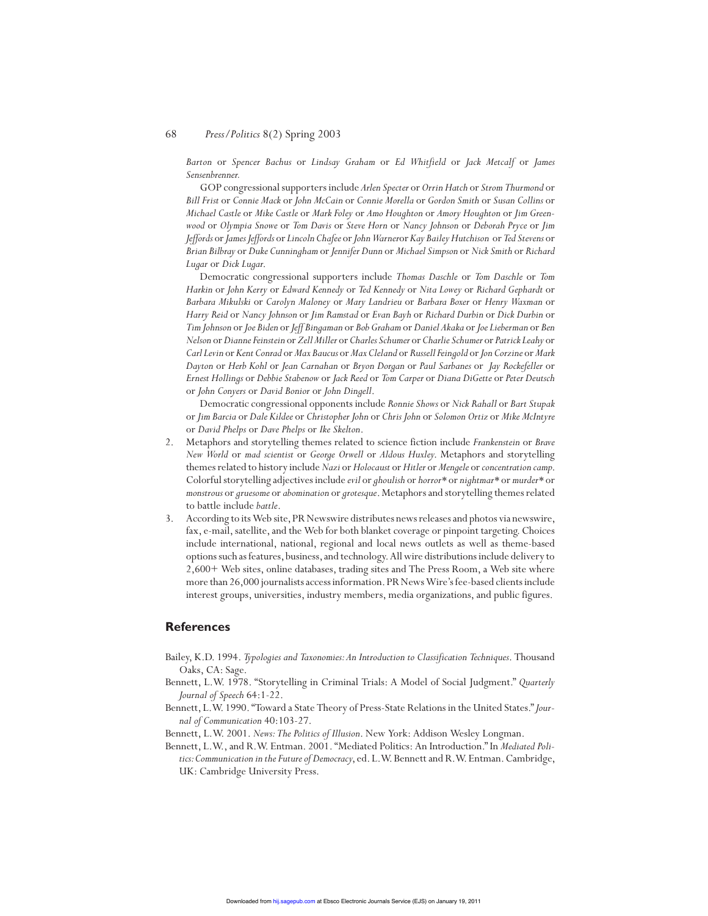*Barton* or *Spencer Bachus* or *Lindsay Graham* or *Ed Whitfield* or *Jack Metcalf* or *James Sensenbrenner.*

GOP congressional supporters include *Arlen Specter* or *Orrin Hatch* or *Strom Thurmond* or *Bill Frist* or *Connie Mack* or *John McCain* or *Connie Morella* or *Gordon Smith* or *Susan Collins* or *Michael Castle* or *Mike Castle* or *Mark Foley* or *Amo Houghton* or *Amory Houghton* or *Jim Greenwood* or *Olympia Snowe* or *Tom Davis* or *Steve Horn* or *Nancy Johnson* or *Deborah Pryce* or *Jim Jeffords* or *James Jeffords* or *Lincoln Chafee* or *John Warner*or *Kay Bailey Hutchison* or *Ted Stevens* or *Brian Bilbray* or *Duke Cunningham* or *Jennifer Dunn* or *Michael Simpson* or *Nick Smith* or *Richard Lugar* or *Dick Lugar.*

Democratic congressional supporters include *Thomas Daschle* or *Tom Daschle* or *Tom Harkin* or *John Kerry* or *Edward Kennedy* or *Ted Kennedy* or *Nita Lowey* or *Richard Gephardt* or *Barbara Mikulski* or *Carolyn Maloney* or *Mary Landrieu* or *Barbara Boxer* or *Henry Waxman* or *Harry Reid* or *Nancy Johnson* or *Jim Ramstad* or *Evan Bayh* or *Richard Durbin* or *Dick Durbin* or *Tim Johnson* or *Joe Biden* or *Jeff Bingaman* or *Bob Graham* or *Daniel Akaka* or *Joe Lieberman* or *Ben Nelson* or *Dianne Feinstein* or *Zell Miller* or *Charles Schumer* or *Charlie Schumer* or *Patrick Leahy* or *Carl Levin* or *Kent Conrad* or *Max Baucus* or *Max Cleland* or *Russell Feingold* or *Jon Corzine* or *Mark Dayton* or *Herb Kohl* or *Jean Carnahan* or *Bryon Dorgan* or *Paul Sarbanes* or *Jay Rockefeller* or *Ernest Hollings* or *Debbie Stabenow* or *Jack Reed* or *Tom Carper* or *Diana DiGette* or *Peter Deutsch* or *John Conyers* or *David Bonior* or *John Dingell*.

Democratic congressional opponents include *Ronnie Shows* or *Nick Rahall* or *Bart Stupak* or *Jim Barcia* or *Dale Kildee* or *Christopher John* or *Chris John* or *Solomon Ortiz* or *Mike McIntyre* or *David Phelps* or *Dave Phelps* or *Ike Skelton*.

2. Metaphors and storytelling themes related to science fiction include *Frankenstein* or *Brave New World* or *mad scientist* or *George Orwell* or *Aldous Huxley*. Metaphors and storytelling themes related to history include *Nazi* or *Holocaust* or *Hitler* or *Mengele* or *concentration camp*. Colorful storytelling adjectives include *evil* or *ghoulish* or *horror\** or *nightmar\** or *murder\** or *monstrous* or *gruesome* or *abomination* or *grotesque*. Metaphors and storytelling themes related to battle include *battle*.
3. According to its Web site, PR Newswire distributes news releases and photos via newswire, fax, e-mail, satellite, and the Web for both blanket coverage or pinpoint targeting. Choices include international, national, regional and local news outlets as well as theme-based options such as features, business, and technology. All wire distributions include delivery to 2,600+ Web sites, online databases, trading sites and The Press Room, a Web site where more than 26,000 journalists access information. PR News Wire's fee-based clients include interest groups, universities, industry members, media organizations, and public figures.

## References

Bailey, K.D. 1994. *Typologies and Taxonomies: An Introduction to Classification Techniques*. Thousand Oaks, CA: Sage.

Bennett, L.W. 1978. "Storytelling in Criminal Trials: A Model of Social Judgment." *Quarterly Journal of Speech* 64:1-22.

Bennett, L.W. 1990. "Toward a State Theory of Press-State Relations in the United States." *Journal of Communication* 40:103-27.

Bennett, L.W. 2001. *News: The Politics of Illusion*. New York: Addison Wesley Longman.

Bennett, L.W., and R.W. Entman. 2001. "Mediated Politics: An Introduction." In *Mediated Politics: Communication in the Future of Democracy*, ed. L.W. Bennett and R.W. Entman. Cambridge, UK: Cambridge University Press.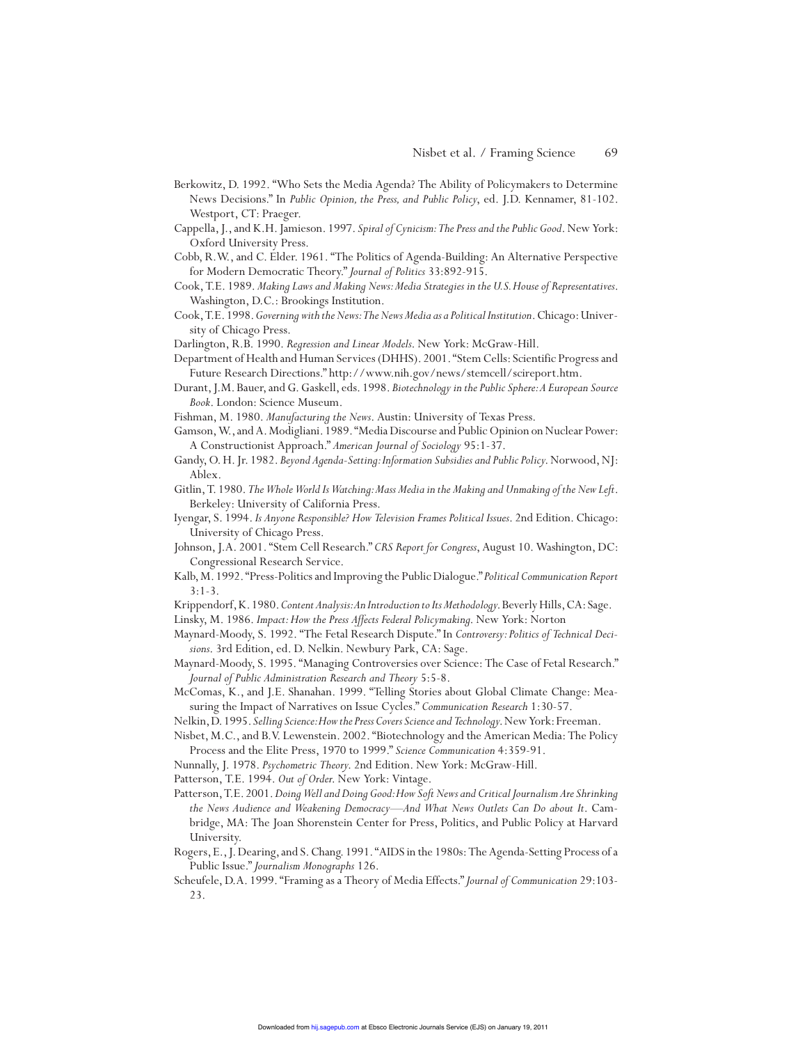Berkowitz, D. 1992. "Who Sets the Media Agenda? The Ability of Policymakers to Determine News Decisions." In *Public Opinion, the Press, and Public Policy*, ed. J.D. Kennamer, 81-102. Westport, CT: Praeger.

Cappella, J., and K.H. Jamieson. 1997. *Spiral of Cynicism: The Press and the Public Good*. New York: Oxford University Press.

Cobb, R.W., and C. Elder. 1961. "The Politics of Agenda-Building: An Alternative Perspective for Modern Democratic Theory." *Journal of Politics* 33:892-915.

Cook, T.E. 1989. *Making Laws and Making News: Media Strategies in the U.S. House of Representatives*. Washington, D.C.: Brookings Institution.

Cook, T.E. 1998. *Governing with the News: The News Media as a Political Institution*. Chicago: University of Chicago Press.

Darlington, R.B. 1990. *Regression and Linear Models*. New York: McGraw-Hill.

Department of Health and Human Services (DHHS). 2001. "Stem Cells: Scientific Progress and Future Research Directions." http://www.nih.gov/news/stemcell/scireport.htm.

Durant, J.M. Bauer, and G. Gaskell, eds. 1998. *Biotechnology in the Public Sphere: A European Source Book*. London: Science Museum.

Fishman, M. 1980. *Manufacturing the News*. Austin: University of Texas Press.

Gamson, W., and A. Modigliani. 1989. "Media Discourse and Public Opinion on Nuclear Power: A Constructionist Approach." *American Journal of Sociology* 95:1-37.

Gandy, O. H. Jr. 1982. *Beyond Agenda-Setting: Information Subsidies and Public Policy*. Norwood, NJ: Ablex.

Gitlin, T. 1980. *The Whole World Is Watching: Mass Media in the Making and Unmaking of the New Left*. Berkeley: University of California Press.

Iyengar, S. 1994. *Is Anyone Responsible? How Television Frames Political Issues*. 2nd Edition. Chicago: University of Chicago Press.

Johnson, J.A. 2001. "Stem Cell Research." *CRS Report for Congress*, August 10. Washington, DC: Congressional Research Service.

Kalb, M. 1992. "Press-Politics and Improving the Public Dialogue." *Political Communication Report* 3:1-3.

Krippendorf, K. 1980. *Content Analysis: An Introduction to Its Methodology*. Beverly Hills, CA: Sage.

Linsky, M. 1986. *Impact: How the Press Affects Federal Policymaking*. New York: Norton

Maynard-Moody, S. 1992. "The Fetal Research Dispute." In *Controversy: Politics of Technical Decisions*. 3rd Edition, ed. D. Nelkin. Newbury Park, CA: Sage.

Maynard-Moody, S. 1995. "Managing Controversies over Science: The Case of Fetal Research." *Journal of Public Administration Research and Theory* 5:5-8.

McComas, K., and J.E. Shanahan. 1999. "Telling Stories about Global Climate Change: Measuring the Impact of Narratives on Issue Cycles." *Communication Research* 1:30-57.

Nelkin, D. 1995. *Selling Science: How the Press Covers Science and Technology*. New York: Freeman.

Nisbet, M.C., and B.V. Lewenstein. 2002. "Biotechnology and the American Media: The Policy Process and the Elite Press, 1970 to 1999." *Science Communication* 4:359-91.

Nunnally, J. 1978. *Psychometric Theory*. 2nd Edition. New York: McGraw-Hill.

Patterson, T.E. 1994. *Out of Order*. New York: Vintage.

Patterson, T.E. 2001. *Doing Well and Doing Good: How Soft News and Critical Journalism Are Shrinking the News Audience and Weakening Democracy—And What News Outlets Can Do about It*. Cambridge, MA: The Joan Shorenstein Center for Press, Politics, and Public Policy at Harvard University.

Rogers, E., J. Dearing, and S. Chang. 1991. "AIDS in the 1980s: The Agenda-Setting Process of a Public Issue." *Journalism Monographs* 126.

Scheufele, D.A. 1999. "Framing as a Theory of Media Effects." *Journal of Communication* 29:103-23.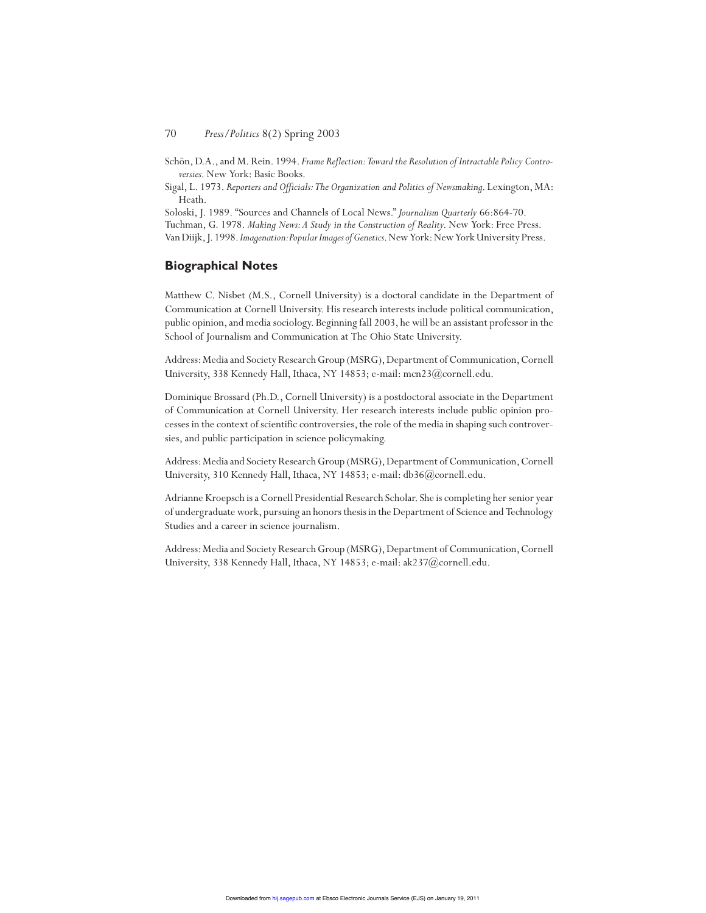Schön, D.A., and M. Rein. 1994. *Frame Reflection: Toward the Resolution of Intractable Policy Controversies*. New York: Basic Books.

Sigal, L. 1973. *Reporters and Officials: The Organization and Politics of Newsmaking*. Lexington, MA: Heath.

Soloski, J. 1989. "Sources and Channels of Local News." *Journalism Quarterly* 66:864-70.

Tuchman, G. 1978. *Making News: A Study in the Construction of Reality*. New York: Free Press.

Van Diijk, J. 1998. *Imagenation: Popular Images of Genetics*. New York: New York University Press.

## Biographical Notes

Matthew C. Nisbet (M.S., Cornell University) is a doctoral candidate in the Department of Communication at Cornell University. His research interests include political communication, public opinion, and media sociology. Beginning fall 2003, he will be an assistant professor in the School of Journalism and Communication at The Ohio State University.

Address: Media and Society Research Group (MSRG), Department of Communication, Cornell University, 338 Kennedy Hall, Ithaca, NY 14853; e-mail: mcn23@cornell.edu.

Dominique Brossard (Ph.D., Cornell University) is a postdoctoral associate in the Department of Communication at Cornell University. Her research interests include public opinion processes in the context of scientific controversies, the role of the media in shaping such controversies, and public participation in science policymaking.

Address: Media and Society Research Group (MSRG), Department of Communication, Cornell University, 310 Kennedy Hall, Ithaca, NY 14853; e-mail: db36@cornell.edu.

Adrianne Kroepsch is a Cornell Presidential Research Scholar. She is completing her senior year of undergraduate work, pursuing an honors thesis in the Department of Science and Technology Studies and a career in science journalism.

Address: Media and Society Research Group (MSRG), Department of Communication, Cornell University, 338 Kennedy Hall, Ithaca, NY 14853; e-mail: ak237@cornell.edu.